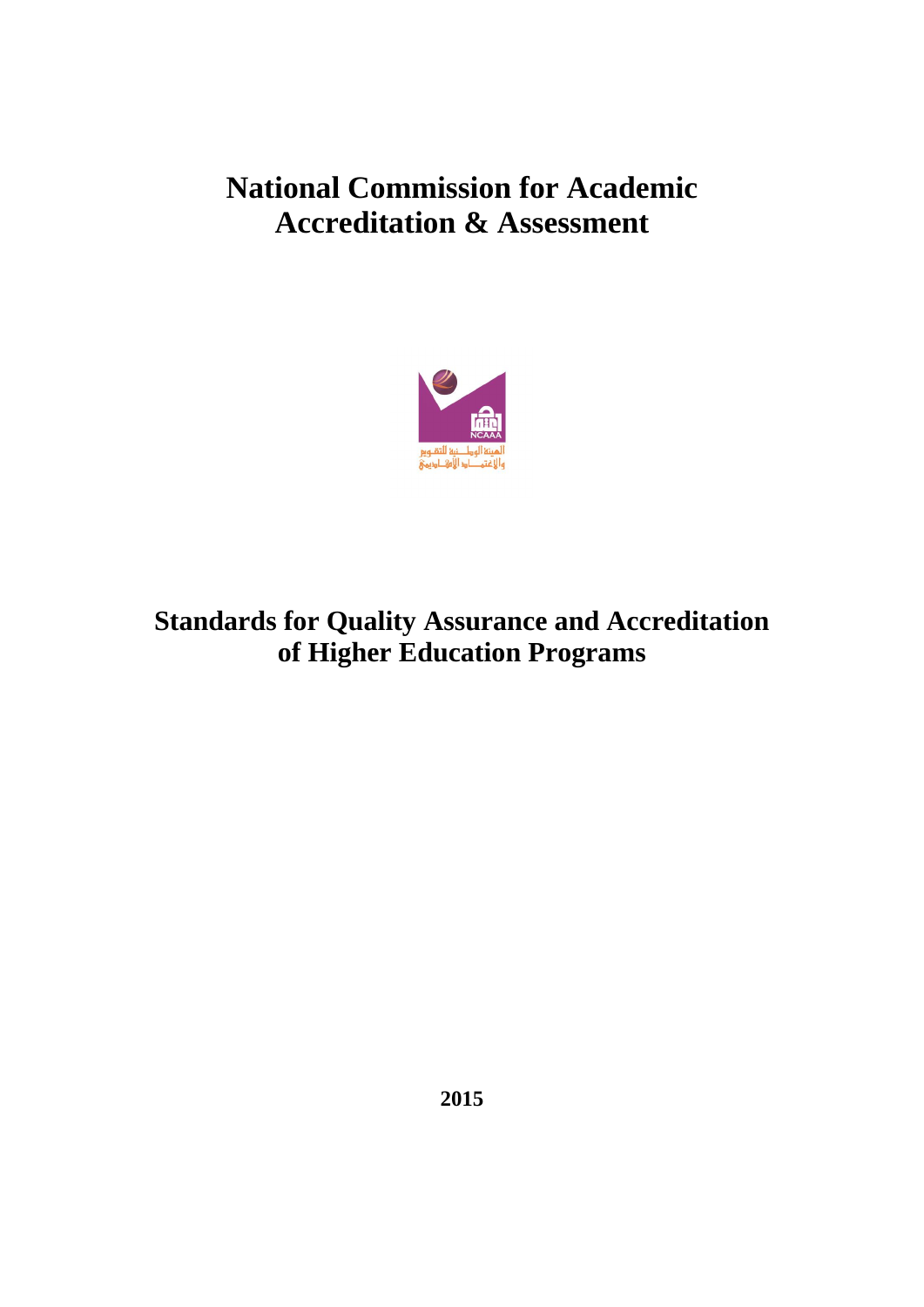# National Commission for Academic Accreditation & Assessment

# Standards for Quality Assurance and Accreditation of Higher Education Programs

**2015**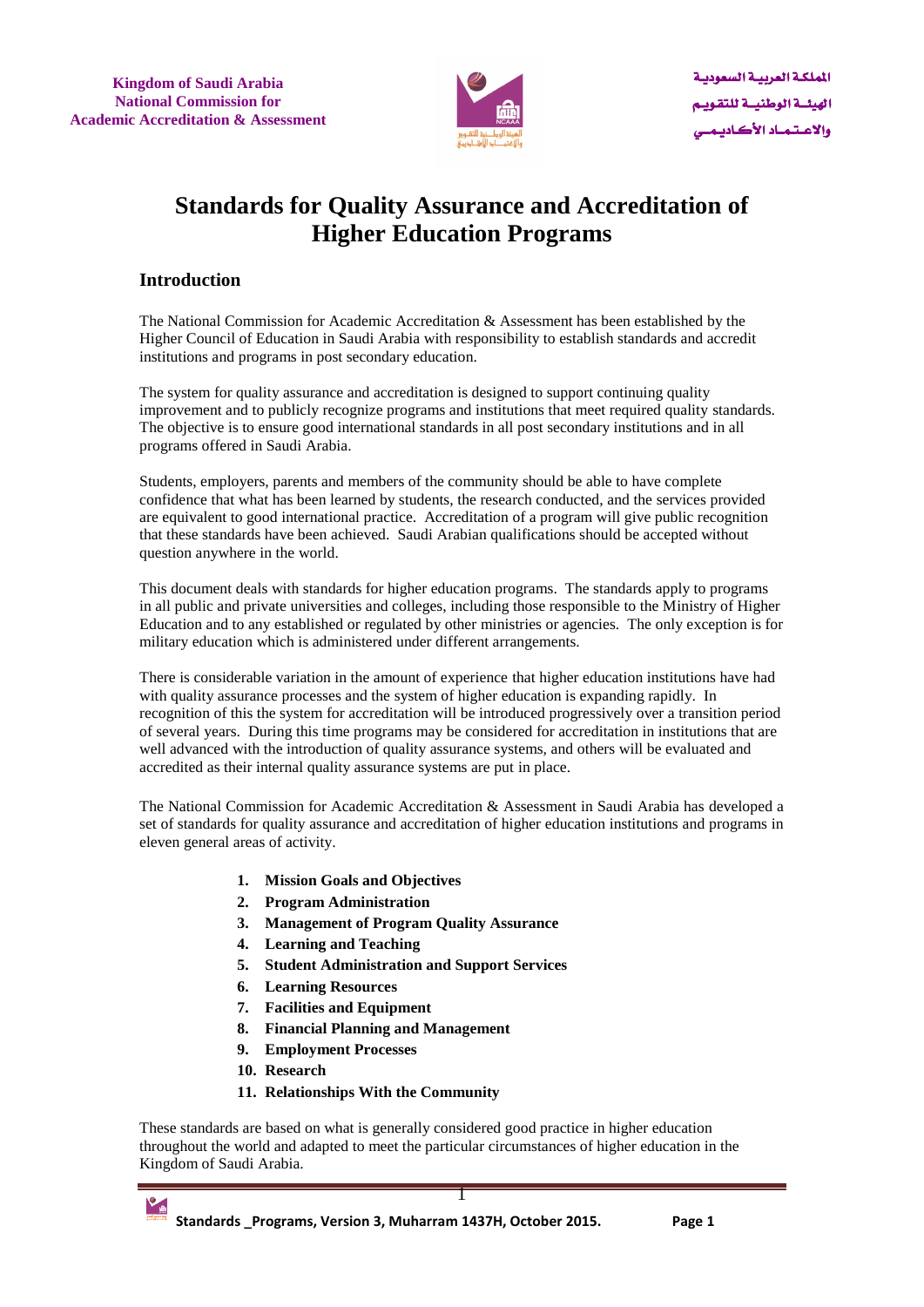# Standards for Quality Assurance and Accreditation of Higher Education Programs

## Introduction

The National Commission for Academic Accreditation & Assessment has been established by the Higher Council of Education in Saudi Arabia with responsibility to establish standards and accredit institutions and programs in post secondary education.

The system for quality assurance and accreditation is designed to support continuing quality improvement and to publicly recognize programs and institutions that meet required quality standards. The objective is to ensure good international standards in all post secondary institutions and in all programs offered in Saudi Arabia.

Students, employers, parents and members of the community should be able to have complete confidence that what has been learned by students, the research conducted, and the services provided are equivalent to good international practice. Accreditation of a program will give public recognition that these standards have been achieved. Saudi Arabian qualifications should be accepted without question anywhere in the world.

This document deals with standards for higher education programs. The standards apply to programs in all public and private universities and colleges, including those responsible to the Ministry of Higher Education and to any established or regulated by other ministries or agencies. The only exception is for military education which is administered under different arrangements.

There is considerable variation in the amount of experience that higher education institutions have had with quality assurance processes and the system of higher education is expanding rapidly. In recognition of this the system for accreditation will be introduced progressively over a transition period of several years. During this time programs may be considered for accreditation in institutions that are well advanced with the introduction of quality assurance systems, and others will be evaluated and accredited as their internal quality assurance systems are put in place.

The National Commission for Academic Accreditation & Assessment in Saudi Arabia has developed a set of standards for quality assurance and accreditation of higher education institutions and programs in eleven general areas of activity.

1. **Mission Goals and Objectives**
2. **Program Administration**
3. **Management of Program Quality Assurance**
4. **Learning and Teaching**
5. **Student Administration and Support Services**
6. **Learning Resources**
7. **Facilities and Equipment**
8. **Financial Planning and Management**
9. **Employment Processes**
10. **Research**
11. **Relationships With the Community**

These standards are based on what is generally considered good practice in higher education throughout the world and adapted to meet the particular circumstances of higher education in the Kingdom of Saudi Arabia.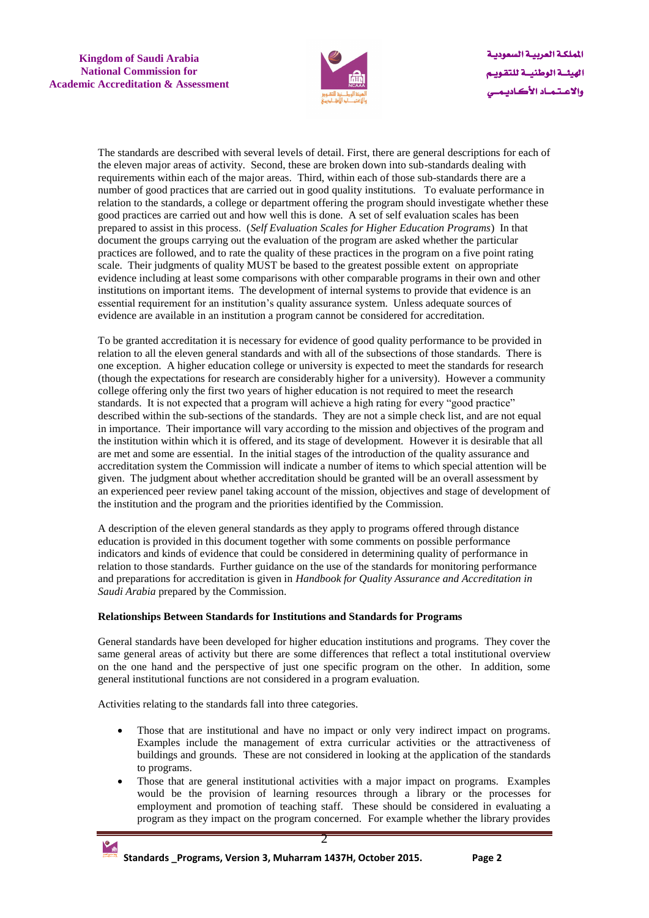The standards are described with several levels of detail. First, there are general descriptions for each of the eleven major areas of activity. Second, these are broken down into sub-standards dealing with requirements within each of the major areas. Third, within each of those sub-standards there are a number of good practices that are carried out in good quality institutions. To evaluate performance in relation to the standards, a college or department offering the program should investigate whether these good practices are carried out and how well this is done. A set of self evaluation scales has been prepared to assist in this process. (*Self Evaluation Scales for Higher Education Programs*) In that document the groups carrying out the evaluation of the program are asked whether the particular practices are followed, and to rate the quality of these practices in the program on a five point rating scale. Their judgments of quality MUST be based to the greatest possible extent on appropriate evidence including at least some comparisons with other comparable programs in their own and other institutions on important items. The development of internal systems to provide that evidence is an essential requirement for an institution's quality assurance system. Unless adequate sources of evidence are available in an institution a program cannot be considered for accreditation.

To be granted accreditation it is necessary for evidence of good quality performance to be provided in relation to all the eleven general standards and with all of the subsections of those standards. There is one exception. A higher education college or university is expected to meet the standards for research (though the expectations for research are considerably higher for a university). However a community college offering only the first two years of higher education is not required to meet the research standards. It is not expected that a program will achieve a high rating for every "good practice" described within the sub-sections of the standards. They are not a simple check list, and are not equal in importance. Their importance will vary according to the mission and objectives of the program and the institution within which it is offered, and its stage of development. However it is desirable that all are met and some are essential. In the initial stages of the introduction of the quality assurance and accreditation system the Commission will indicate a number of items to which special attention will be given. The judgment about whether accreditation should be granted will be an overall assessment by an experienced peer review panel taking account of the mission, objectives and stage of development of the institution and the program and the priorities identified by the Commission.

A description of the eleven general standards as they apply to programs offered through distance education is provided in this document together with some comments on possible performance indicators and kinds of evidence that could be considered in determining quality of performance in relation to those standards. Further guidance on the use of the standards for monitoring performance and preparations for accreditation is given in *Handbook for Quality Assurance and Accreditation in Saudi Arabia* prepared by the Commission.

**Relationships Between Standards for Institutions and Standards for Programs**

General standards have been developed for higher education institutions and programs. They cover the same general areas of activity but there are some differences that reflect a total institutional overview on the one hand and the perspective of just one specific program on the other. In addition, some general institutional functions are not considered in a program evaluation.

Activities relating to the standards fall into three categories.

- Those that are institutional and have no impact or only very indirect impact on programs. Examples include the management of extra curricular activities or the attractiveness of buildings and grounds. These are not considered in looking at the application of the standards to programs.
- Those that are general institutional activities with a major impact on programs. Examples would be the provision of learning resources through a library or the processes for employment and promotion of teaching staff. These should be considered in evaluating a program as they impact on the program concerned. For example whether the library provides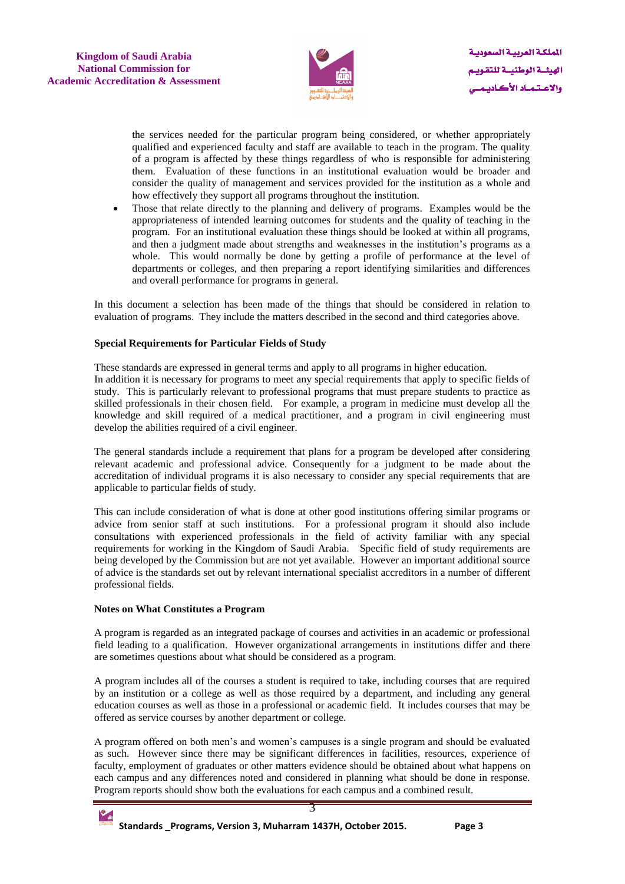the services needed for the particular program being considered, or whether appropriately qualified and experienced faculty and staff are available to teach in the program. The quality of a program is affected by these things regardless of who is responsible for administering them. Evaluation of these functions in an institutional evaluation would be broader and consider the quality of management and services provided for the institution as a whole and how effectively they support all programs throughout the institution.

- Those that relate directly to the planning and delivery of programs. Examples would be the appropriateness of intended learning outcomes for students and the quality of teaching in the program. For an institutional evaluation these things should be looked at within all programs, and then a judgment made about strengths and weaknesses in the institution's programs as a whole. This would normally be done by getting a profile of performance at the level of departments or colleges, and then preparing a report identifying similarities and differences and overall performance for programs in general.

In this document a selection has been made of the things that should be considered in relation to evaluation of programs. They include the matters described in the second and third categories above.

**Special Requirements for Particular Fields of Study**

These standards are expressed in general terms and apply to all programs in higher education.
In addition it is necessary for programs to meet any special requirements that apply to specific fields of study. This is particularly relevant to professional programs that must prepare students to practice as skilled professionals in their chosen field. For example, a program in medicine must develop all the knowledge and skill required of a medical practitioner, and a program in civil engineering must develop the abilities required of a civil engineer.

The general standards include a requirement that plans for a program be developed after considering relevant academic and professional advice. Consequently for a judgment to be made about the accreditation of individual programs it is also necessary to consider any special requirements that are applicable to particular fields of study.

This can include consideration of what is done at other good institutions offering similar programs or advice from senior staff at such institutions. For a professional program it should also include consultations with experienced professionals in the field of activity familiar with any special requirements for working in the Kingdom of Saudi Arabia. Specific field of study requirements are being developed by the Commission but are not yet available. However an important additional source of advice is the standards set out by relevant international specialist accreditors in a number of different professional fields.

**Notes on What Constitutes a Program**

A program is regarded as an integrated package of courses and activities in an academic or professional field leading to a qualification. However organizational arrangements in institutions differ and there are sometimes questions about what should be considered as a program.

A program includes all of the courses a student is required to take, including courses that are required by an institution or a college as well as those required by a department, and including any general education courses as well as those in a professional or academic field. It includes courses that may be offered as service courses by another department or college.

A program offered on both men's and women's campuses is a single program and should be evaluated as such. However since there may be significant differences in facilities, resources, experience of faculty, employment of graduates or other matters evidence should be obtained about what happens on each campus and any differences noted and considered in planning what should be done in response. Program reports should show both the evaluations for each campus and a combined result.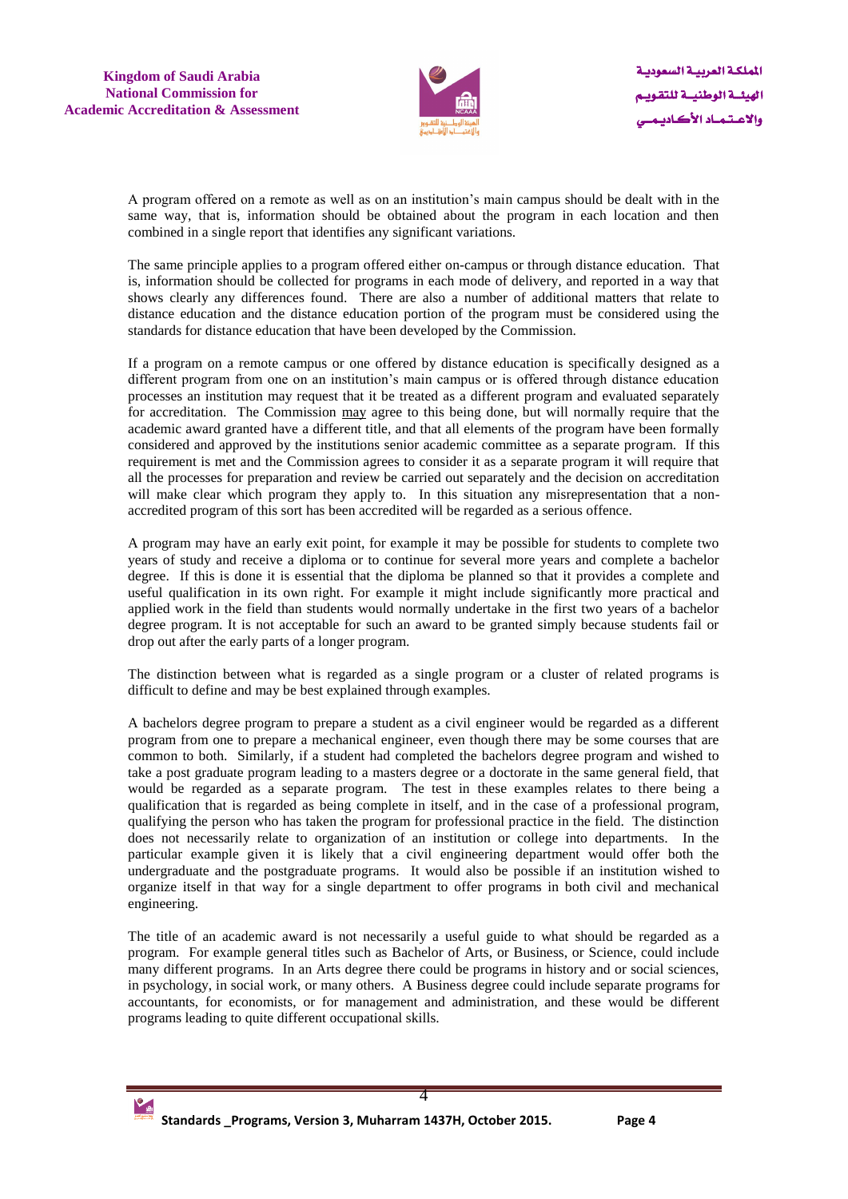A program offered on a remote as well as on an institution's main campus should be dealt with in the same way, that is, information should be obtained about the program in each location and then combined in a single report that identifies any significant variations.

The same principle applies to a program offered either on-campus or through distance education. That is, information should be collected for programs in each mode of delivery, and reported in a way that shows clearly any differences found. There are also a number of additional matters that relate to distance education and the distance education portion of the program must be considered using the standards for distance education that have been developed by the Commission.

If a program on a remote campus or one offered by distance education is specifically designed as a different program from one on an institution's main campus or is offered through distance education processes an institution may request that it be treated as a different program and evaluated separately for accreditation. The Commission may agree to this being done, but will normally require that the academic award granted have a different title, and that all elements of the program have been formally considered and approved by the institutions senior academic committee as a separate program. If this requirement is met and the Commission agrees to consider it as a separate program it will require that all the processes for preparation and review be carried out separately and the decision on accreditation will make clear which program they apply to. In this situation any misrepresentation that a non-accredited program of this sort has been accredited will be regarded as a serious offence.

A program may have an early exit point, for example it may be possible for students to complete two years of study and receive a diploma or to continue for several more years and complete a bachelor degree. If this is done it is essential that the diploma be planned so that it provides a complete and useful qualification in its own right. For example it might include significantly more practical and applied work in the field than students would normally undertake in the first two years of a bachelor degree program. It is not acceptable for such an award to be granted simply because students fail or drop out after the early parts of a longer program.

The distinction between what is regarded as a single program or a cluster of related programs is difficult to define and may be best explained through examples.

A bachelors degree program to prepare a student as a civil engineer would be regarded as a different program from one to prepare a mechanical engineer, even though there may be some courses that are common to both. Similarly, if a student had completed the bachelors degree program and wished to take a post graduate program leading to a masters degree or a doctorate in the same general field, that would be regarded as a separate program. The test in these examples relates to there being a qualification that is regarded as being complete in itself, and in the case of a professional program, qualifying the person who has taken the program for professional practice in the field. The distinction does not necessarily relate to organization of an institution or college into departments. In the particular example given it is likely that a civil engineering department would offer both the undergraduate and the postgraduate programs. It would also be possible if an institution wished to organize itself in that way for a single department to offer programs in both civil and mechanical engineering.

The title of an academic award is not necessarily a useful guide to what should be regarded as a program. For example general titles such as Bachelor of Arts, or Business, or Science, could include many different programs. In an Arts degree there could be programs in history and or social sciences, in psychology, in social work, or many others. A Business degree could include separate programs for accountants, for economists, or for management and administration, and these would be different programs leading to quite different occupational skills.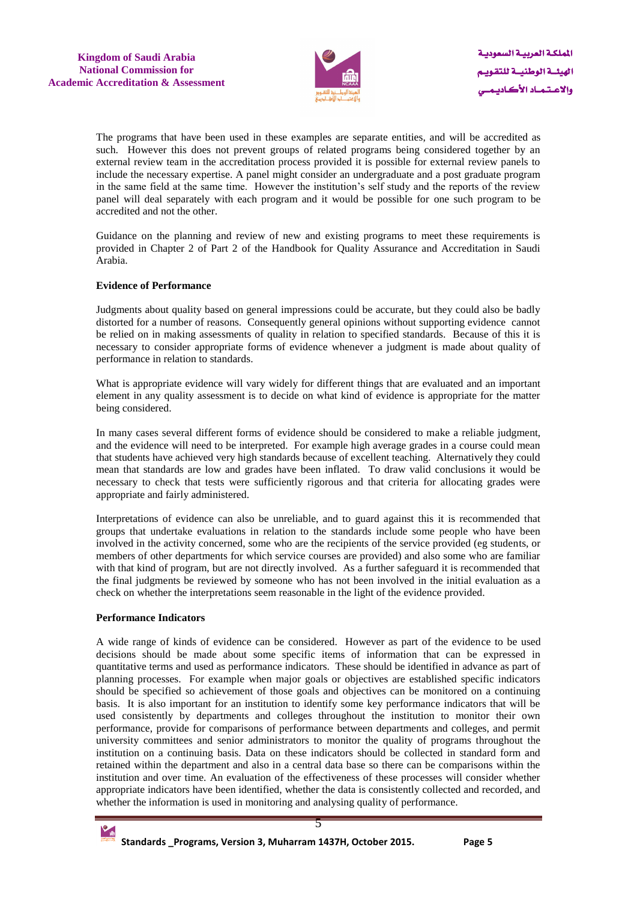The programs that have been used in these examples are separate entities, and will be accredited as such. However this does not prevent groups of related programs being considered together by an external review team in the accreditation process provided it is possible for external review panels to include the necessary expertise. A panel might consider an undergraduate and a post graduate program in the same field at the same time. However the institution's self study and the reports of the review panel will deal separately with each program and it would be possible for one such program to be accredited and not the other.

Guidance on the planning and review of new and existing programs to meet these requirements is provided in Chapter 2 of Part 2 of the Handbook for Quality Assurance and Accreditation in Saudi Arabia.

**Evidence of Performance**

Judgments about quality based on general impressions could be accurate, but they could also be badly distorted for a number of reasons. Consequently general opinions without supporting evidence cannot be relied on in making assessments of quality in relation to specified standards. Because of this it is necessary to consider appropriate forms of evidence whenever a judgment is made about quality of performance in relation to standards.

What is appropriate evidence will vary widely for different things that are evaluated and an important element in any quality assessment is to decide on what kind of evidence is appropriate for the matter being considered.

In many cases several different forms of evidence should be considered to make a reliable judgment, and the evidence will need to be interpreted. For example high average grades in a course could mean that students have achieved very high standards because of excellent teaching. Alternatively they could mean that standards are low and grades have been inflated. To draw valid conclusions it would be necessary to check that tests were sufficiently rigorous and that criteria for allocating grades were appropriate and fairly administered.

Interpretations of evidence can also be unreliable, and to guard against this it is recommended that groups that undertake evaluations in relation to the standards include some people who have been involved in the activity concerned, some who are the recipients of the service provided (eg students, or members of other departments for which service courses are provided) and also some who are familiar with that kind of program, but are not directly involved. As a further safeguard it is recommended that the final judgments be reviewed by someone who has not been involved in the initial evaluation as a check on whether the interpretations seem reasonable in the light of the evidence provided.

**Performance Indicators**

A wide range of kinds of evidence can be considered. However as part of the evidence to be used decisions should be made about some specific items of information that can be expressed in quantitative terms and used as performance indicators. These should be identified in advance as part of planning processes. For example when major goals or objectives are established specific indicators should be specified so achievement of those goals and objectives can be monitored on a continuing basis. It is also important for an institution to identify some key performance indicators that will be used consistently by departments and colleges throughout the institution to monitor their own performance, provide for comparisons of performance between departments and colleges, and permit university committees and senior administrators to monitor the quality of programs throughout the institution on a continuing basis. Data on these indicators should be collected in standard form and retained within the department and also in a central data base so there can be comparisons within the institution and over time. An evaluation of the effectiveness of these processes will consider whether appropriate indicators have been identified, whether the data is consistently collected and recorded, and whether the information is used in monitoring and analysing quality of performance.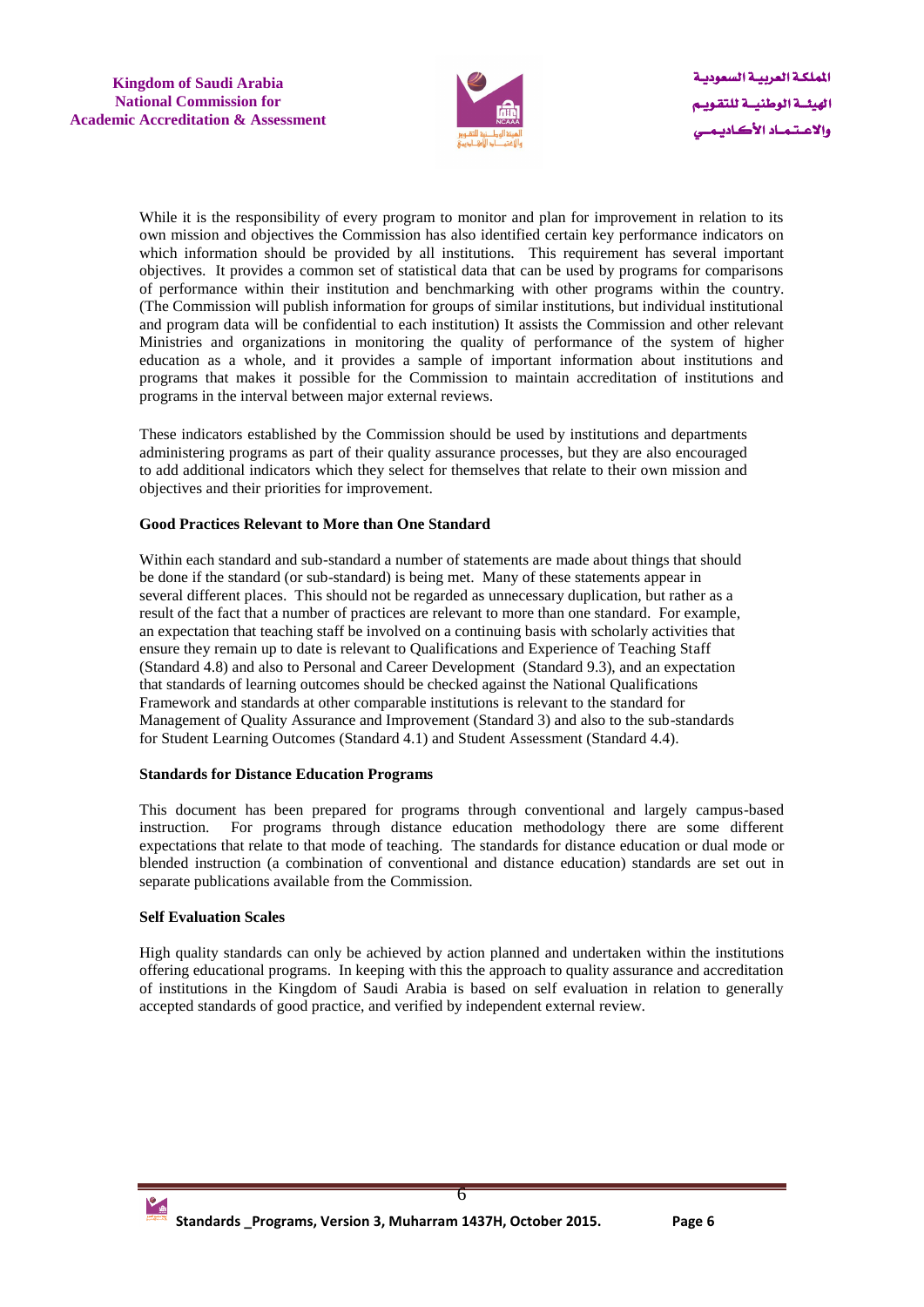While it is the responsibility of every program to monitor and plan for improvement in relation to its own mission and objectives the Commission has also identified certain key performance indicators on which information should be provided by all institutions. This requirement has several important objectives. It provides a common set of statistical data that can be used by programs for comparisons of performance within their institution and benchmarking with other programs within the country. (The Commission will publish information for groups of similar institutions, but individual institutional and program data will be confidential to each institution) It assists the Commission and other relevant Ministries and organizations in monitoring the quality of performance of the system of higher education as a whole, and it provides a sample of important information about institutions and programs that makes it possible for the Commission to maintain accreditation of institutions and programs in the interval between major external reviews.

These indicators established by the Commission should be used by institutions and departments administering programs as part of their quality assurance processes, but they are also encouraged to add additional indicators which they select for themselves that relate to their own mission and objectives and their priorities for improvement.

**Good Practices Relevant to More than One Standard**

Within each standard and sub-standard a number of statements are made about things that should be done if the standard (or sub-standard) is being met. Many of these statements appear in several different places. This should not be regarded as unnecessary duplication, but rather as a result of the fact that a number of practices are relevant to more than one standard. For example, an expectation that teaching staff be involved on a continuing basis with scholarly activities that ensure they remain up to date is relevant to Qualifications and Experience of Teaching Staff (Standard 4.8) and also to Personal and Career Development (Standard 9.3), and an expectation that standards of learning outcomes should be checked against the National Qualifications Framework and standards at other comparable institutions is relevant to the standard for Management of Quality Assurance and Improvement (Standard 3) and also to the sub-standards for Student Learning Outcomes (Standard 4.1) and Student Assessment (Standard 4.4).

**Standards for Distance Education Programs**

This document has been prepared for programs through conventional and largely campus-based instruction. For programs through distance education methodology there are some different expectations that relate to that mode of teaching. The standards for distance education or dual mode or blended instruction (a combination of conventional and distance education) standards are set out in separate publications available from the Commission.

**Self Evaluation Scales**

High quality standards can only be achieved by action planned and undertaken within the institutions offering educational programs. In keeping with this the approach to quality assurance and accreditation of institutions in the Kingdom of Saudi Arabia is based on self evaluation in relation to generally accepted standards of good practice, and verified by independent external review.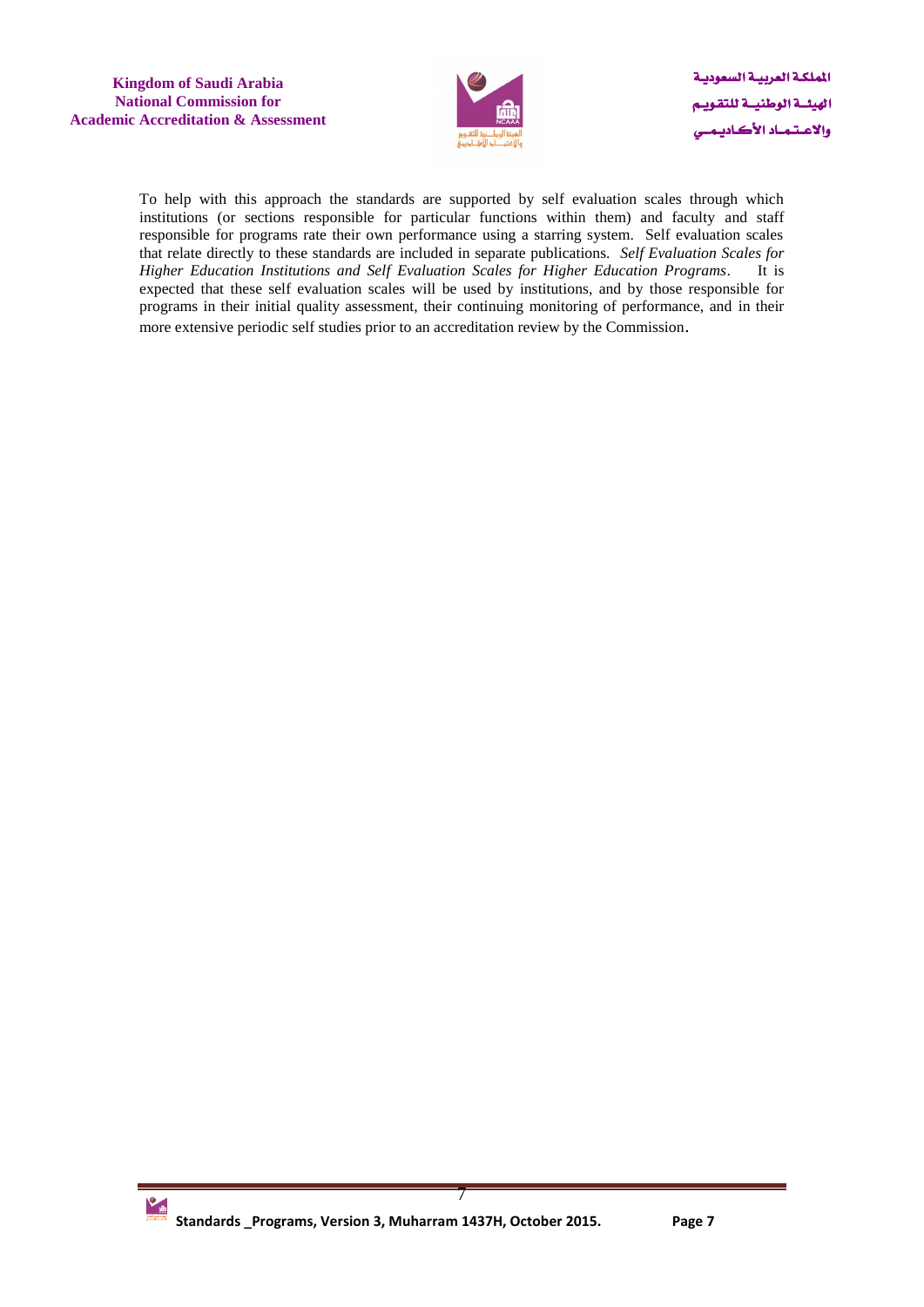To help with this approach the standards are supported by self evaluation scales through which institutions (or sections responsible for particular functions within them) and faculty and staff responsible for programs rate their own performance using a starring system. Self evaluation scales that relate directly to these standards are included in separate publications. *Self Evaluation Scales for Higher Education Institutions and Self Evaluation Scales for Higher Education Programs*. It is expected that these self evaluation scales will be used by institutions, and by those responsible for programs in their initial quality assessment, their continuing monitoring of performance, and in their more extensive periodic self studies prior to an accreditation review by the Commission.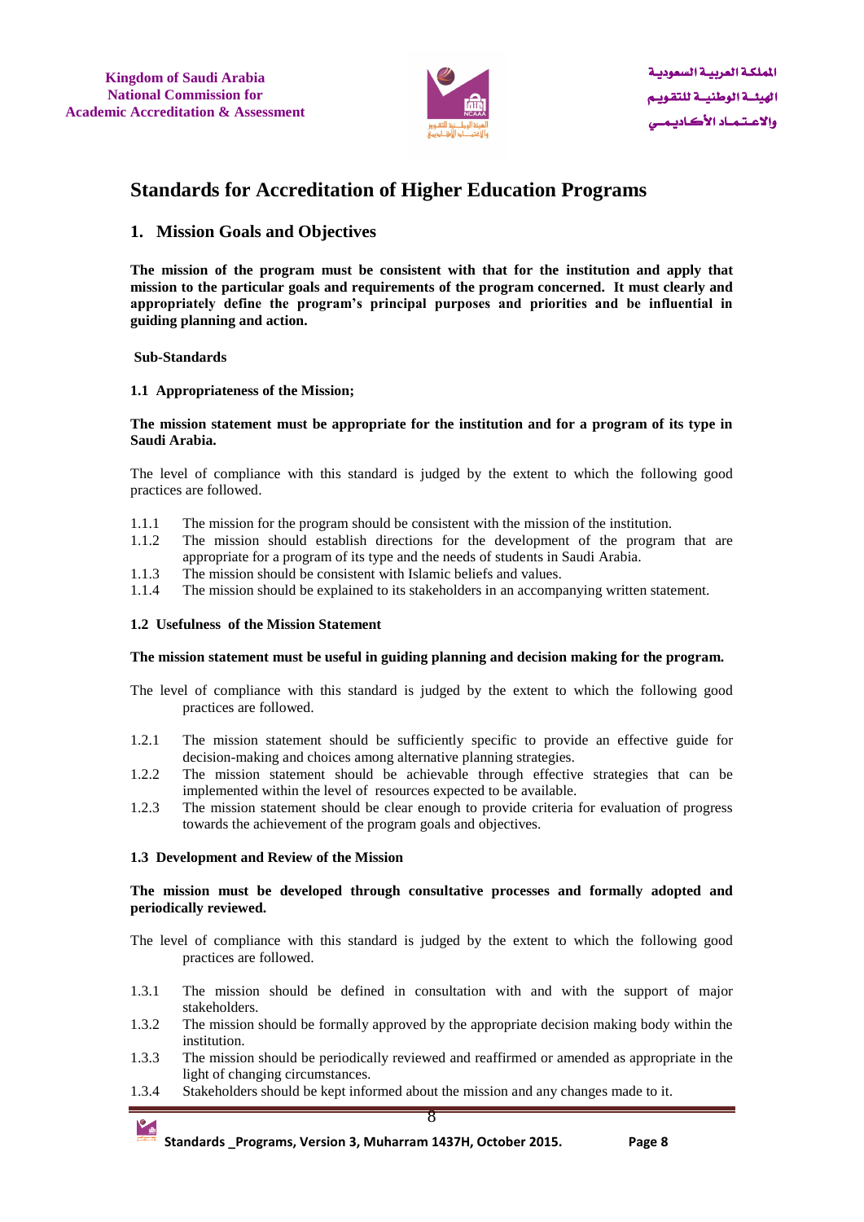## Standards for Accreditation of Higher Education Programs

### 1. Mission Goals and Objectives

**The mission of the program must be consistent with that for the institution and apply that mission to the particular goals and requirements of the program concerned. It must clearly and appropriately define the program's principal purposes and priorities and be influential in guiding planning and action.**

**Sub-Standards**

#### 1.1 Appropriateness of the Mission;

**The mission statement must be appropriate for the institution and for a program of its type in Saudi Arabia.**

The level of compliance with this standard is judged by the extent to which the following good practices are followed.

- 1.1.1 The mission for the program should be consistent with the mission of the institution.
- 1.1.2 The mission should establish directions for the development of the program that are appropriate for a program of its type and the needs of students in Saudi Arabia.
- 1.1.3 The mission should be consistent with Islamic beliefs and values.
- 1.1.4 The mission should be explained to its stakeholders in an accompanying written statement.

#### 1.2 Usefulness of the Mission Statement

**The mission statement must be useful in guiding planning and decision making for the program.**

The level of compliance with this standard is judged by the extent to which the following good practices are followed.

- 1.2.1 The mission statement should be sufficiently specific to provide an effective guide for decision-making and choices among alternative planning strategies.
- 1.2.2 The mission statement should be achievable through effective strategies that can be implemented within the level of resources expected to be available.
- 1.2.3 The mission statement should be clear enough to provide criteria for evaluation of progress towards the achievement of the program goals and objectives.

#### 1.3 Development and Review of the Mission

**The mission must be developed through consultative processes and formally adopted and periodically reviewed.**

The level of compliance with this standard is judged by the extent to which the following good practices are followed.

- 1.3.1 The mission should be defined in consultation with and with the support of major stakeholders.
- 1.3.2 The mission should be formally approved by the appropriate decision making body within the institution.
- 1.3.3 The mission should be periodically reviewed and reaffirmed or amended as appropriate in the light of changing circumstances.
- 1.3.4 Stakeholders should be kept informed about the mission and any changes made to it.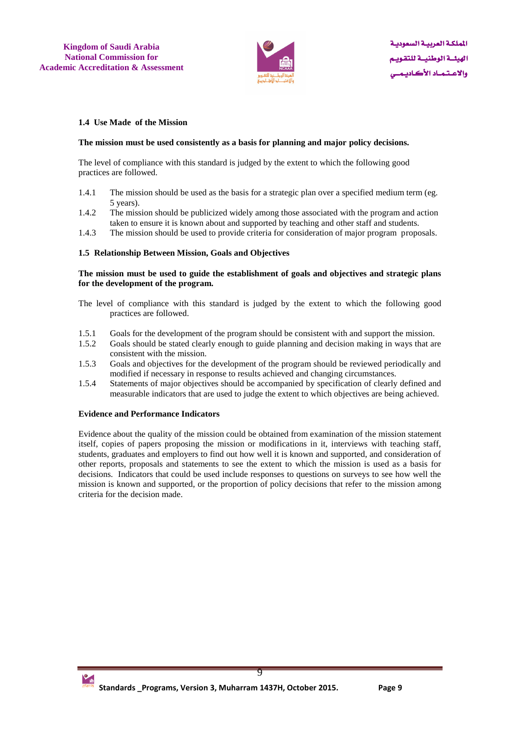### 1.4 Use Made of the Mission

**The mission must be used consistently as a basis for planning and major policy decisions.**

The level of compliance with this standard is judged by the extent to which the following good practices are followed.

1.4.1 The mission should be used as the basis for a strategic plan over a specified medium term (eg. 5 years).
1.4.2 The mission should be publicized widely among those associated with the program and action taken to ensure it is known about and supported by teaching and other staff and students.
1.4.3 The mission should be used to provide criteria for consideration of major program proposals.

### 1.5 Relationship Between Mission, Goals and Objectives

**The mission must be used to guide the establishment of goals and objectives and strategic plans for the development of the program.**

The level of compliance with this standard is judged by the extent to which the following good practices are followed.

1.5.1 Goals for the development of the program should be consistent with and support the mission.
1.5.2 Goals should be stated clearly enough to guide planning and decision making in ways that are consistent with the mission.
1.5.3 Goals and objectives for the development of the program should be reviewed periodically and modified if necessary in response to results achieved and changing circumstances.
1.5.4 Statements of major objectives should be accompanied by specification of clearly defined and measurable indicators that are used to judge the extent to which objectives are being achieved.

**Evidence and Performance Indicators**

Evidence about the quality of the mission could be obtained from examination of the mission statement itself, copies of papers proposing the mission or modifications in it, interviews with teaching staff, students, graduates and employers to find out how well it is known and supported, and consideration of other reports, proposals and statements to see the extent to which the mission is used as a basis for decisions. Indicators that could be used include responses to questions on surveys to see how well the mission is known and supported, or the proportion of policy decisions that refer to the mission among criteria for the decision made.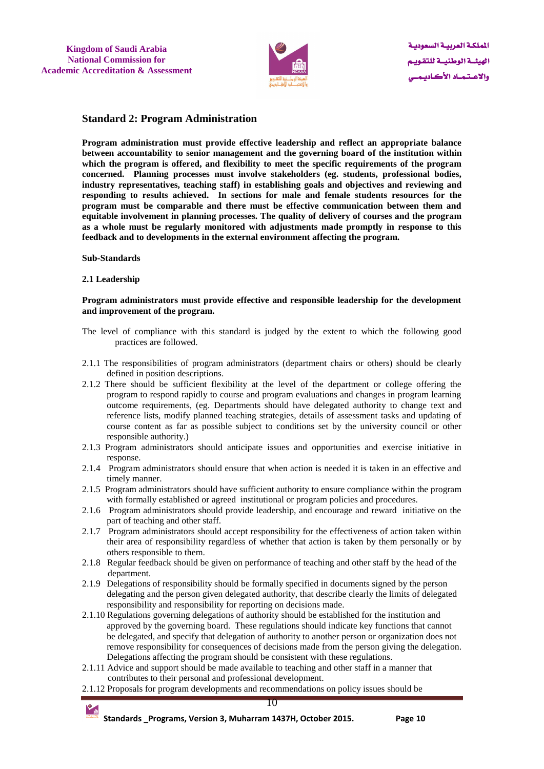## Standard 2: Program Administration

**Program administration must provide effective leadership and reflect an appropriate balance between accountability to senior management and the governing board of the institution within which the program is offered, and flexibility to meet the specific requirements of the program concerned. Planning processes must involve stakeholders (eg. students, professional bodies, industry representatives, teaching staff) in establishing goals and objectives and reviewing and responding to results achieved. In sections for male and female students resources for the program must be comparable and there must be effective communication between them and equitable involvement in planning processes. The quality of delivery of courses and the program as a whole must be regularly monitored with adjustments made promptly in response to this feedback and to developments in the external environment affecting the program.**

**Sub-Standards**

**2.1 Leadership**

**Program administrators must provide effective and responsible leadership for the development and improvement of the program.**

The level of compliance with this standard is judged by the extent to which the following good practices are followed.

2.1.1 The responsibilities of program administrators (department chairs or others) should be clearly defined in position descriptions.

2.1.2 There should be sufficient flexibility at the level of the department or college offering the program to respond rapidly to course and program evaluations and changes in program learning outcome requirements, (eg. Departments should have delegated authority to change text and reference lists, modify planned teaching strategies, details of assessment tasks and updating of course content as far as possible subject to conditions set by the university council or other responsible authority.)

2.1.3 Program administrators should anticipate issues and opportunities and exercise initiative in response.

2.1.4 Program administrators should ensure that when action is needed it is taken in an effective and timely manner.

2.1.5 Program administrators should have sufficient authority to ensure compliance within the program with formally established or agreed institutional or program policies and procedures.

2.1.6 Program administrators should provide leadership, and encourage and reward initiative on the part of teaching and other staff.

2.1.7 Program administrators should accept responsibility for the effectiveness of action taken within their area of responsibility regardless of whether that action is taken by them personally or by others responsible to them.

2.1.8 Regular feedback should be given on performance of teaching and other staff by the head of the department.

2.1.9 Delegations of responsibility should be formally specified in documents signed by the person delegating and the person given delegated authority, that describe clearly the limits of delegated responsibility and responsibility for reporting on decisions made.

2.1.10 Regulations governing delegations of authority should be established for the institution and approved by the governing board. These regulations should indicate key functions that cannot be delegated, and specify that delegation of authority to another person or organization does not remove responsibility for consequences of decisions made from the person giving the delegation. Delegations affecting the program should be consistent with these regulations.

2.1.11 Advice and support should be made available to teaching and other staff in a manner that contributes to their personal and professional development.

2.1.12 Proposals for program developments and recommendations on policy issues should be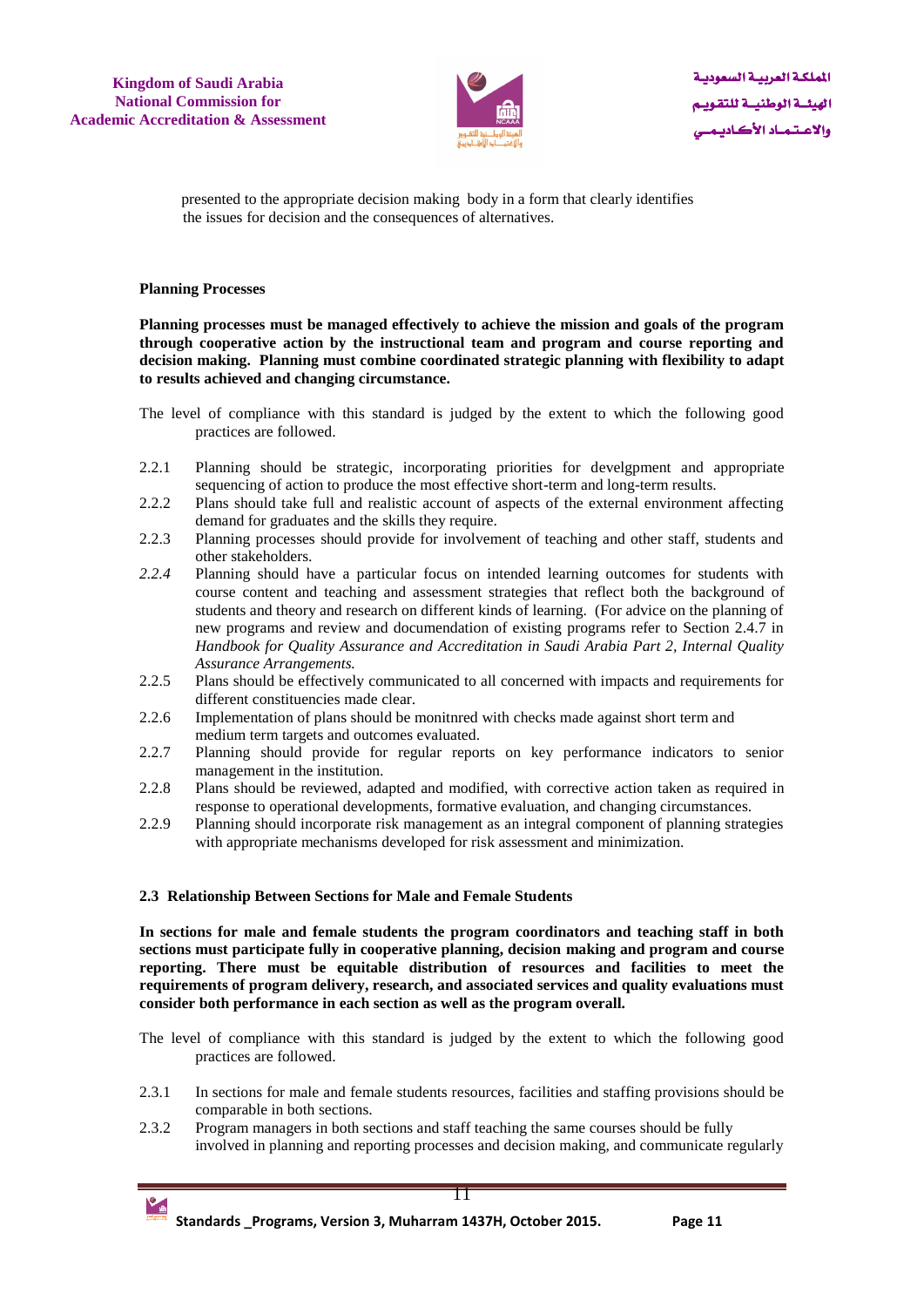presented to the appropriate decision making body in a form that clearly identifies the issues for decision and the consequences of alternatives.

**Planning Processes**

**Planning processes must be managed effectively to achieve the mission and goals of the program through cooperative action by the instructional team and program and course reporting and decision making. Planning must combine coordinated strategic planning with flexibility to adapt to results achieved and changing circumstance.**

The level of compliance with this standard is judged by the extent to which the following good practices are followed.

2.2.1 Planning should be strategic, incorporating priorities for develgpment and appropriate sequencing of action to produce the most effective short-term and long-term results.

2.2.2 Plans should take full and realistic account of aspects of the external environment affecting demand for graduates and the skills they require.

2.2.3 Planning processes should provide for involvement of teaching and other staff, students and other stakeholders.

*2.2.4* Planning should have a particular focus on intended learning outcomes for students with course content and teaching and assessment strategies that reflect both the background of students and theory and research on different kinds of learning. (For advice on the planning of new programs and review and documendation of existing programs refer to Section 2.4.7 in *Handbook for Quality Assurance and Accreditation in Saudi Arabia Part 2, Internal Quality Assurance Arrangements.*

2.2.5 Plans should be effectively communicated to all concerned with impacts and requirements for different constituencies made clear.

2.2.6 Implementation of plans should be monitnred with checks made against short term and medium term targets and outcomes evaluated.

2.2.7 Planning should provide for regular reports on key performance indicators to senior management in the institution.

2.2.8 Plans should be reviewed, adapted and modified, with corrective action taken as required in response to operational developments, formative evaluation, and changing circumstances.

2.2.9 Planning should incorporate risk management as an integral component of planning strategies with appropriate mechanisms developed for risk assessment and minimization.

**2.3 Relationship Between Sections for Male and Female Students**

**In sections for male and female students the program coordinators and teaching staff in both sections must participate fully in cooperative planning, decision making and program and course reporting. There must be equitable distribution of resources and facilities to meet the requirements of program delivery, research, and associated services and quality evaluations must consider both performance in each section as well as the program overall.**

The level of compliance with this standard is judged by the extent to which the following good practices are followed.

2.3.1 In sections for male and female students resources, facilities and staffing provisions should be comparable in both sections.

2.3.2 Program managers in both sections and staff teaching the same courses should be fully involved in planning and reporting processes and decision making, and communicate regularly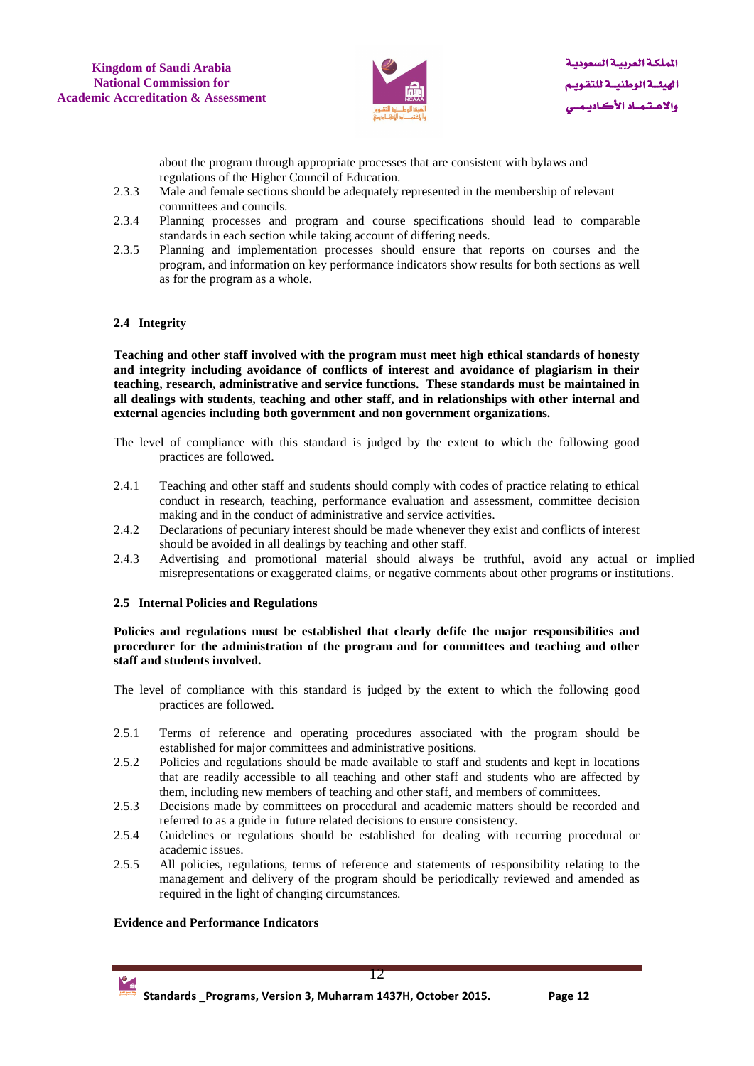about the program through appropriate processes that are consistent with bylaws and regulations of the Higher Council of Education.

2.3.3 Male and female sections should be adequately represented in the membership of relevant committees and councils.

2.3.4 Planning processes and program and course specifications should lead to comparable standards in each section while taking account of differing needs.

2.3.5 Planning and implementation processes should ensure that reports on courses and the program, and information on key performance indicators show results for both sections as well as for the program as a whole.

### 2.4 Integrity

**Teaching and other staff involved with the program must meet high ethical standards of honesty and integrity including avoidance of conflicts of interest and avoidance of plagiarism in their teaching, research, administrative and service functions. These standards must be maintained in all dealings with students, teaching and other staff, and in relationships with other internal and external agencies including both government and non government organizations.**

The level of compliance with this standard is judged by the extent to which the following good practices are followed.

2.4.1 Teaching and other staff and students should comply with codes of practice relating to ethical conduct in research, teaching, performance evaluation and assessment, committee decision making and in the conduct of administrative and service activities.

2.4.2 Declarations of pecuniary interest should be made whenever they exist and conflicts of interest should be avoided in all dealings by teaching and other staff.

2.4.3 Advertising and promotional material should always be truthful, avoid any actual or implied misrepresentations or exaggerated claims, or negative comments about other programs or institutions.

### 2.5 Internal Policies and Regulations

**Policies and regulations must be established that clearly defile the major responsibilities and procedurer for the administration of the program and for committees and teaching and other staff and students involved.**

The level of compliance with this standard is judged by the extent to which the following good practices are followed.

2.5.1 Terms of reference and operating procedures associated with the program should be established for major committees and administrative positions.

2.5.2 Policies and regulations should be made available to staff and students and kept in locations that are readily accessible to all teaching and other staff and students who are affected by them, including new members of teaching and other staff, and members of committees.

2.5.3 Decisions made by committees on procedural and academic matters should be recorded and referred to as a guide in future related decisions to ensure consistency.

2.5.4 Guidelines or regulations should be established for dealing with recurring procedural or academic issues.

2.5.5 All policies, regulations, terms of reference and statements of responsibility relating to the management and delivery of the program should be periodically reviewed and amended as required in the light of changing circumstances.

**Evidence and Performance Indicators**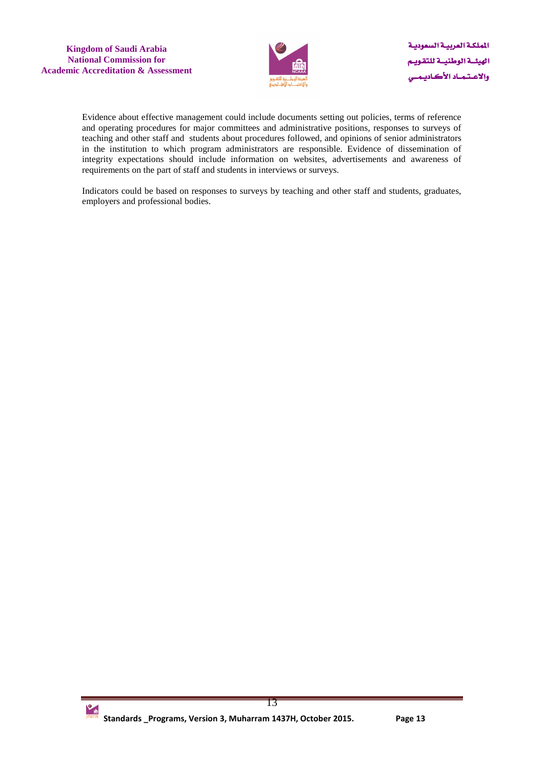Evidence about effective management could include documents setting out policies, terms of reference and operating procedures for major committees and administrative positions, responses to surveys of teaching and other staff and students about procedures followed, and opinions of senior administrators in the institution to which program administrators are responsible. Evidence of dissemination of integrity expectations should include information on websites, advertisements and awareness of requirements on the part of staff and students in interviews or surveys.

Indicators could be based on responses to surveys by teaching and other staff and students, graduates, employers and professional bodies.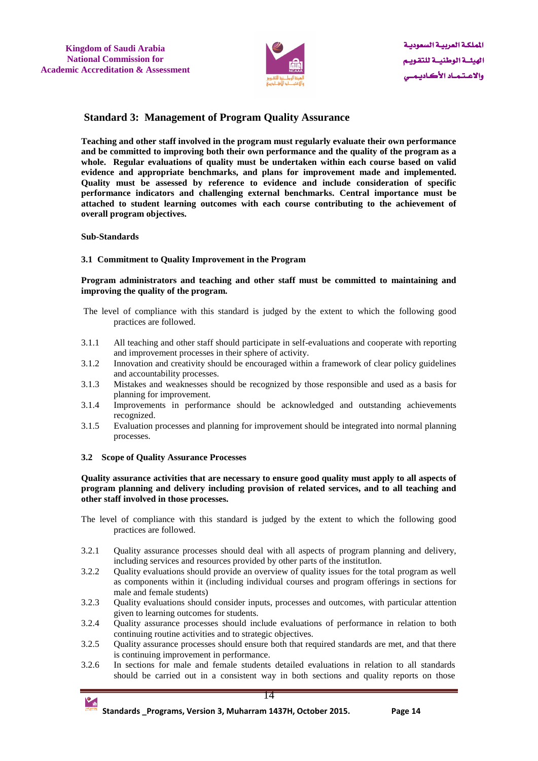## Standard 3: Management of Program Quality Assurance

**Teaching and other staff involved in the program must regularly evaluate their own performance and be committed to improving both their own performance and the quality of the program as a whole. Regular evaluations of quality must be undertaken within each course based on valid evidence and appropriate benchmarks, and plans for improvement made and implemented. Quality must be assessed by reference to evidence and include consideration of specific performance indicators and challenging external benchmarks. Central importance must be attached to student learning outcomes with each course contributing to the achievement of overall program objectives.**

**Sub-Standards**

### 3.1 Commitment to Quality Improvement in the Program

**Program administrators and teaching and other staff must be committed to maintaining and improving the quality of the program.**

The level of compliance with this standard is judged by the extent to which the following good practices are followed.

3.1.1 All teaching and other staff should participate in self-evaluations and cooperate with reporting and improvement processes in their sphere of activity.

3.1.2 Innovation and creativity should be encouraged within a framework of clear policy guidelines and accountability processes.

3.1.3 Mistakes and weaknesses should be recognized by those responsible and used as a basis for planning for improvement.

3.1.4 Improvements in performance should be acknowledged and outstanding achievements recognized.

3.1.5 Evaluation processes and planning for improvement should be integrated into normal planning processes.

### 3.2 Scope of Quality Assurance Processes

**Quality assurance activities that are necessary to ensure good quality must apply to all aspects of program planning and delivery including provision of related services, and to all teaching and other staff involved in those processes.**

The level of compliance with this standard is judged by the extent to which the following good practices are followed.

3.2.1 Quality assurance processes should deal with all aspects of program planning and delivery, including services and resources provided by other parts of the institutIon.

3.2.2 Quality evaluations should provide an overview of quality issues for the total program as well as components within it (including individual courses and program offerings in sections for male and female students)

3.2.3 Quality evaluations should consider inputs, processes and outcomes, with particular attention given to learning outcomes for students.

3.2.4 Quality assurance processes should include evaluations of performance in relation to both continuing routine activities and to strategic objectives.

3.2.5 Quality assurance processes should ensure both that required standards are met, and that there is continuing improvement in performance.

3.2.6 In sections for male and female students detailed evaluations in relation to all standards should be carried out in a consistent way in both sections and quality reports on those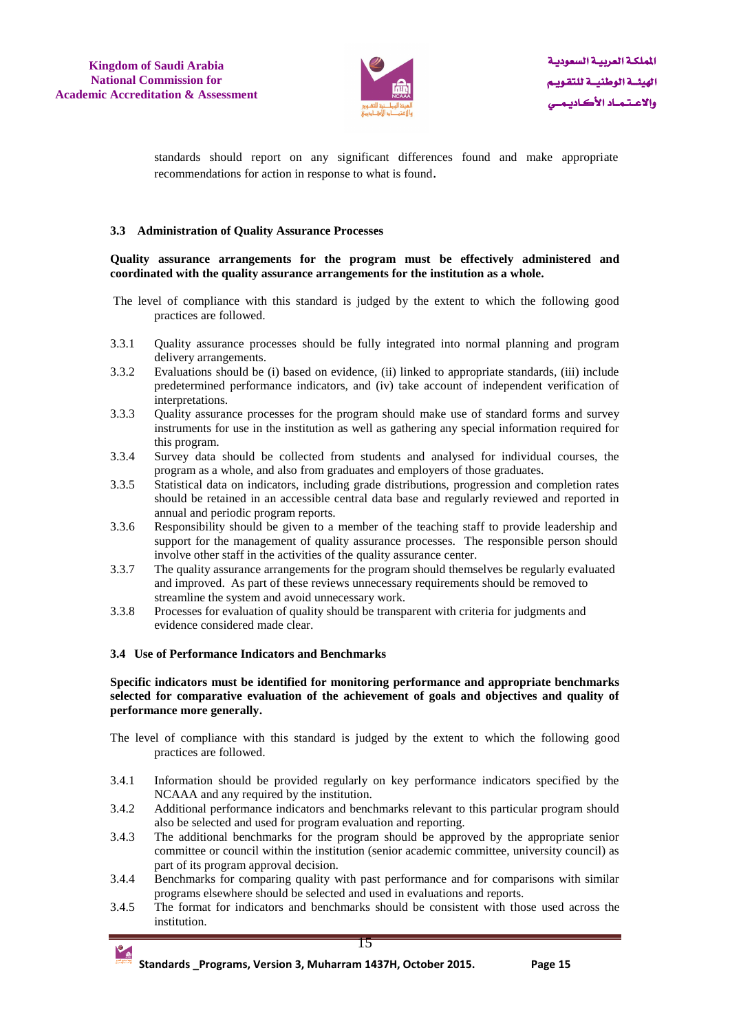standards should report on any significant differences found and make appropriate recommendations for action in response to what is found.

### 3.3 Administration of Quality Assurance Processes

**Quality assurance arrangements for the program must be effectively administered and coordinated with the quality assurance arrangements for the institution as a whole.**

The level of compliance with this standard is judged by the extent to which the following good practices are followed.

3.3.1 Quality assurance processes should be fully integrated into normal planning and program delivery arrangements.

3.3.2 Evaluations should be (i) based on evidence, (ii) linked to appropriate standards, (iii) include predetermined performance indicators, and (iv) take account of independent verification of interpretations.

3.3.3 Quality assurance processes for the program should make use of standard forms and survey instruments for use in the institution as well as gathering any special information required for this program.

3.3.4 Survey data should be collected from students and analysed for individual courses, the program as a whole, and also from graduates and employers of those graduates.

3.3.5 Statistical data on indicators, including grade distributions, progression and completion rates should be retained in an accessible central data base and regularly reviewed and reported in annual and periodic program reports.

3.3.6 Responsibility should be given to a member of the teaching staff to provide leadership and support for the management of quality assurance processes. The responsible person should involve other staff in the activities of the quality assurance center.

3.3.7 The quality assurance arrangements for the program should themselves be regularly evaluated and improved. As part of these reviews unnecessary requirements should be removed to streamline the system and avoid unnecessary work.

3.3.8 Processes for evaluation of quality should be transparent with criteria for judgments and evidence considered made clear.

### 3.4 Use of Performance Indicators and Benchmarks

**Specific indicators must be identified for monitoring performance and appropriate benchmarks selected for comparative evaluation of the achievement of goals and objectives and quality of performance more generally.**

The level of compliance with this standard is judged by the extent to which the following good practices are followed.

3.4.1 Information should be provided regularly on key performance indicators specified by the NCAAA and any required by the institution.

3.4.2 Additional performance indicators and benchmarks relevant to this particular program should also be selected and used for program evaluation and reporting.

3.4.3 The additional benchmarks for the program should be approved by the appropriate senior committee or council within the institution (senior academic committee, university council) as part of its program approval decision.

3.4.4 Benchmarks for comparing quality with past performance and for comparisons with similar programs elsewhere should be selected and used in evaluations and reports.

3.4.5 The format for indicators and benchmarks should be consistent with those used across the institution.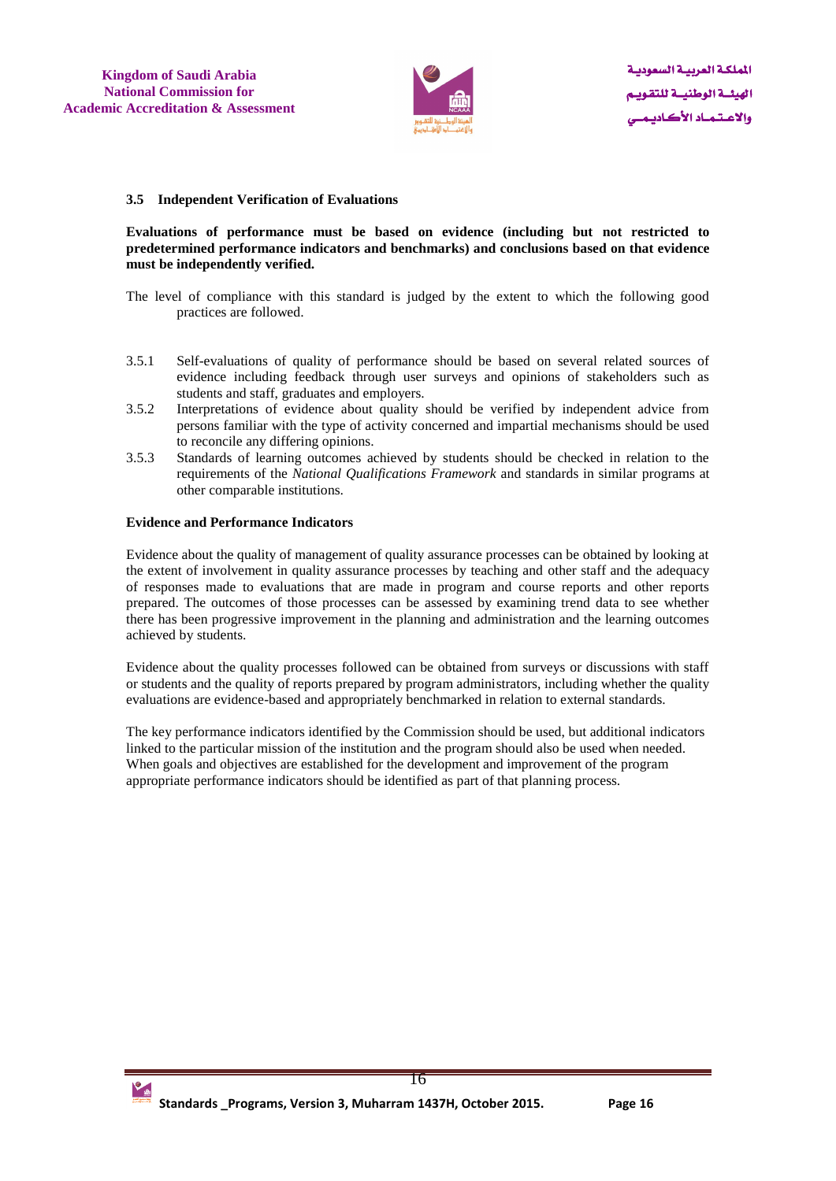### 3.5 Independent Verification of Evaluations

**Evaluations of performance must be based on evidence (including but not restricted to predetermined performance indicators and benchmarks) and conclusions based on that evidence must be independently verified.**

The level of compliance with this standard is judged by the extent to which the following good practices are followed.

3.5.1 Self-evaluations of quality of performance should be based on several related sources of evidence including feedback through user surveys and opinions of stakeholders such as students and staff, graduates and employers.

3.5.2 Interpretations of evidence about quality should be verified by independent advice from persons familiar with the type of activity concerned and impartial mechanisms should be used to reconcile any differing opinions.

3.5.3 Standards of learning outcomes achieved by students should be checked in relation to the requirements of the *National Qualifications Framework* and standards in similar programs at other comparable institutions.

**Evidence and Performance Indicators**

Evidence about the quality of management of quality assurance processes can be obtained by looking at the extent of involvement in quality assurance processes by teaching and other staff and the adequacy of responses made to evaluations that are made in program and course reports and other reports prepared. The outcomes of those processes can be assessed by examining trend data to see whether there has been progressive improvement in the planning and administration and the learning outcomes achieved by students.

Evidence about the quality processes followed can be obtained from surveys or discussions with staff or students and the quality of reports prepared by program administrators, including whether the quality evaluations are evidence-based and appropriately benchmarked in relation to external standards.

The key performance indicators identified by the Commission should be used, but additional indicators linked to the particular mission of the institution and the program should also be used when needed. When goals and objectives are established for the development and improvement of the program appropriate performance indicators should be identified as part of that planning process.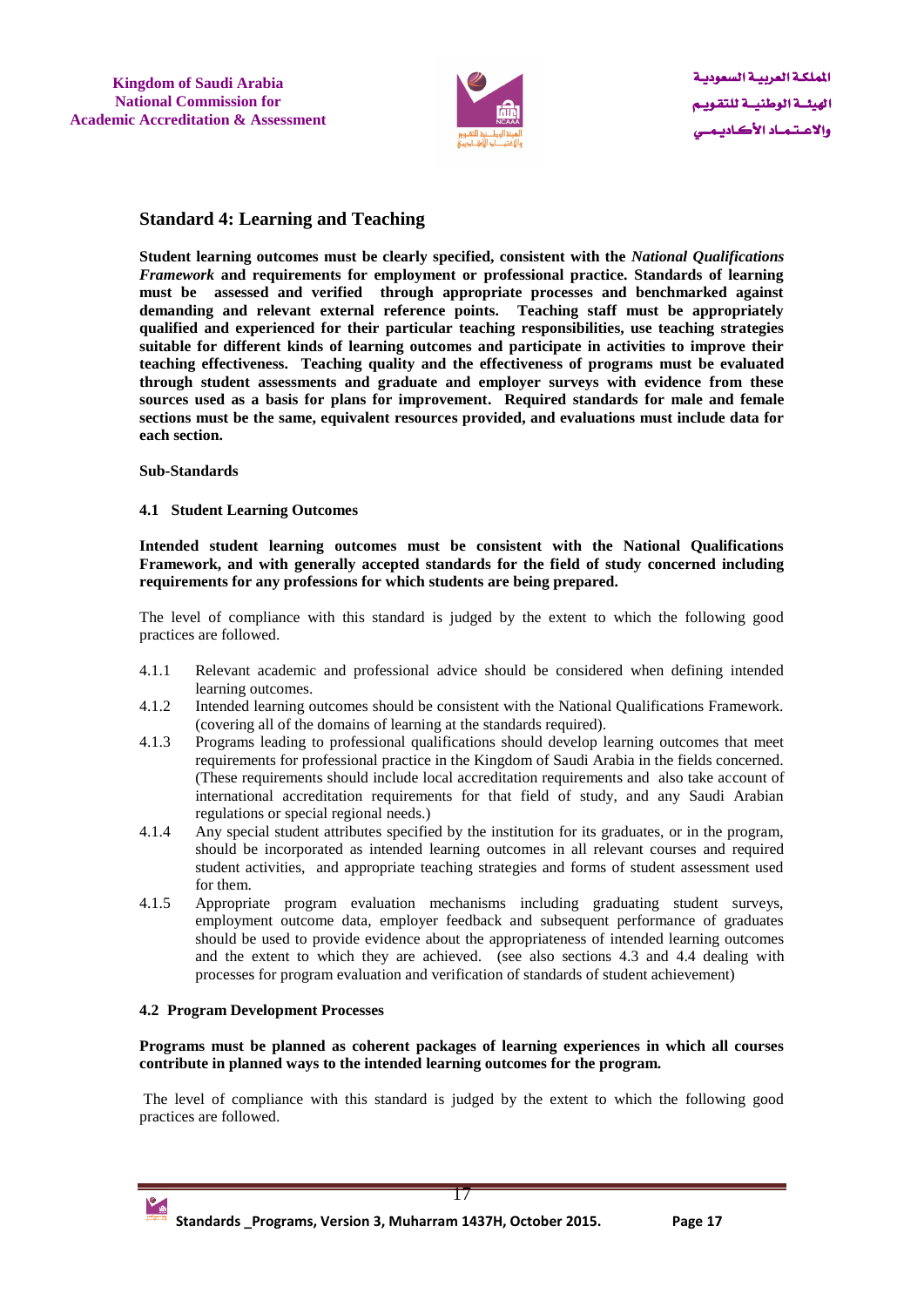## Standard 4: Learning and Teaching

**Student learning outcomes must be clearly specified, consistent with the *National Qualifications Framework* and requirements for employment or professional practice. Standards of learning must be assessed and verified through appropriate processes and benchmarked against demanding and relevant external reference points. Teaching staff must be appropriately qualified and experienced for their particular teaching responsibilities, use teaching strategies suitable for different kinds of learning outcomes and participate in activities to improve their teaching effectiveness. Teaching quality and the effectiveness of programs must be evaluated through student assessments and graduate and employer surveys with evidence from these sources used as a basis for plans for improvement. Required standards for male and female sections must be the same, equivalent resources provided, and evaluations must include data for each section.**

**Sub-Standards**

### 4.1 Student Learning Outcomes

**Intended student learning outcomes must be consistent with the National Qualifications Framework, and with generally accepted standards for the field of study concerned including requirements for any professions for which students are being prepared.**

The level of compliance with this standard is judged by the extent to which the following good practices are followed.

- 4.1.1 Relevant academic and professional advice should be considered when defining intended learning outcomes.
- 4.1.2 Intended learning outcomes should be consistent with the National Qualifications Framework. (covering all of the domains of learning at the standards required).
- 4.1.3 Programs leading to professional qualifications should develop learning outcomes that meet requirements for professional practice in the Kingdom of Saudi Arabia in the fields concerned. (These requirements should include local accreditation requirements and also take account of international accreditation requirements for that field of study, and any Saudi Arabian regulations or special regional needs.)
- 4.1.4 Any special student attributes specified by the institution for its graduates, or in the program, should be incorporated as intended learning outcomes in all relevant courses and required student activities, and appropriate teaching strategies and forms of student assessment used for them.
- 4.1.5 Appropriate program evaluation mechanisms including graduating student surveys, employment outcome data, employer feedback and subsequent performance of graduates should be used to provide evidence about the appropriateness of intended learning outcomes and the extent to which they are achieved. (see also sections 4.3 and 4.4 dealing with processes for program evaluation and verification of standards of student achievement)

### 4.2 Program Development Processes

**Programs must be planned as coherent packages of learning experiences in which all courses contribute in planned ways to the intended learning outcomes for the program.**

The level of compliance with this standard is judged by the extent to which the following good practices are followed.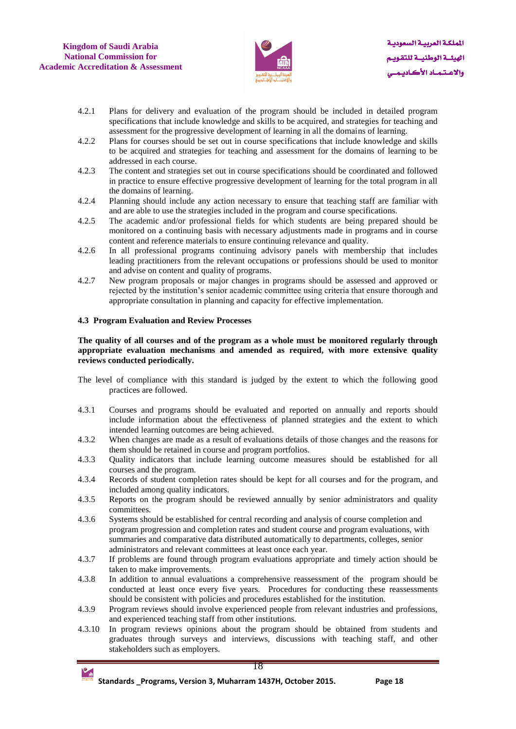4.2.1 Plans for delivery and evaluation of the program should be included in detailed program specifications that include knowledge and skills to be acquired, and strategies for teaching and assessment for the progressive development of learning in all the domains of learning.

4.2.2 Plans for courses should be set out in course specifications that include knowledge and skills to be acquired and strategies for teaching and assessment for the domains of learning to be addressed in each course.

4.2.3 The content and strategies set out in course specifications should be coordinated and followed in practice to ensure effective progressive development of learning for the total program in all the domains of learning.

4.2.4 Planning should include any action necessary to ensure that teaching staff are familiar with and are able to use the strategies included in the program and course specifications.

4.2.5 The academic and/or professional fields for which students are being prepared should be monitored on a continuing basis with necessary adjustments made in programs and in course content and reference materials to ensure continuing relevance and quality.

4.2.6 In all professional programs continuing advisory panels with membership that includes leading practitioners from the relevant occupations or professions should be used to monitor and advise on content and quality of programs.

4.2.7 New program proposals or major changes in programs should be assessed and approved or rejected by the institution's senior academic committee using criteria that ensure thorough and appropriate consultation in planning and capacity for effective implementation.

### 4.3 Program Evaluation and Review Processes

**The quality of all courses and of the program as a whole must be monitored regularly through appropriate evaluation mechanisms and amended as required, with more extensive quality reviews conducted periodically.**

The level of compliance with this standard is judged by the extent to which the following good practices are followed.

4.3.1 Courses and programs should be evaluated and reported on annually and reports should include information about the effectiveness of planned strategies and the extent to which intended learning outcomes are being achieved.

4.3.2 When changes are made as a result of evaluations details of those changes and the reasons for them should be retained in course and program portfolios.

4.3.3 Quality indicators that include learning outcome measures should be established for all courses and the program.

4.3.4 Records of student completion rates should be kept for all courses and for the program, and included among quality indicators.

4.3.5 Reports on the program should be reviewed annually by senior administrators and quality committees.

4.3.6 Systems should be established for central recording and analysis of course completion and program progression and completion rates and student course and program evaluations, with summaries and comparative data distributed automatically to departments, colleges, senior administrators and relevant committees at least once each year.

4.3.7 If problems are found through program evaluations appropriate and timely action should be taken to make improvements.

4.3.8 In addition to annual evaluations a comprehensive reassessment of the program should be conducted at least once every five years. Procedures for conducting these reassessments should be consistent with policies and procedures established for the institution.

4.3.9 Program reviews should involve experienced people from relevant industries and professions, and experienced teaching staff from other institutions.

4.3.10 In program reviews opinions about the program should be obtained from students and graduates through surveys and interviews, discussions with teaching staff, and other stakeholders such as employers.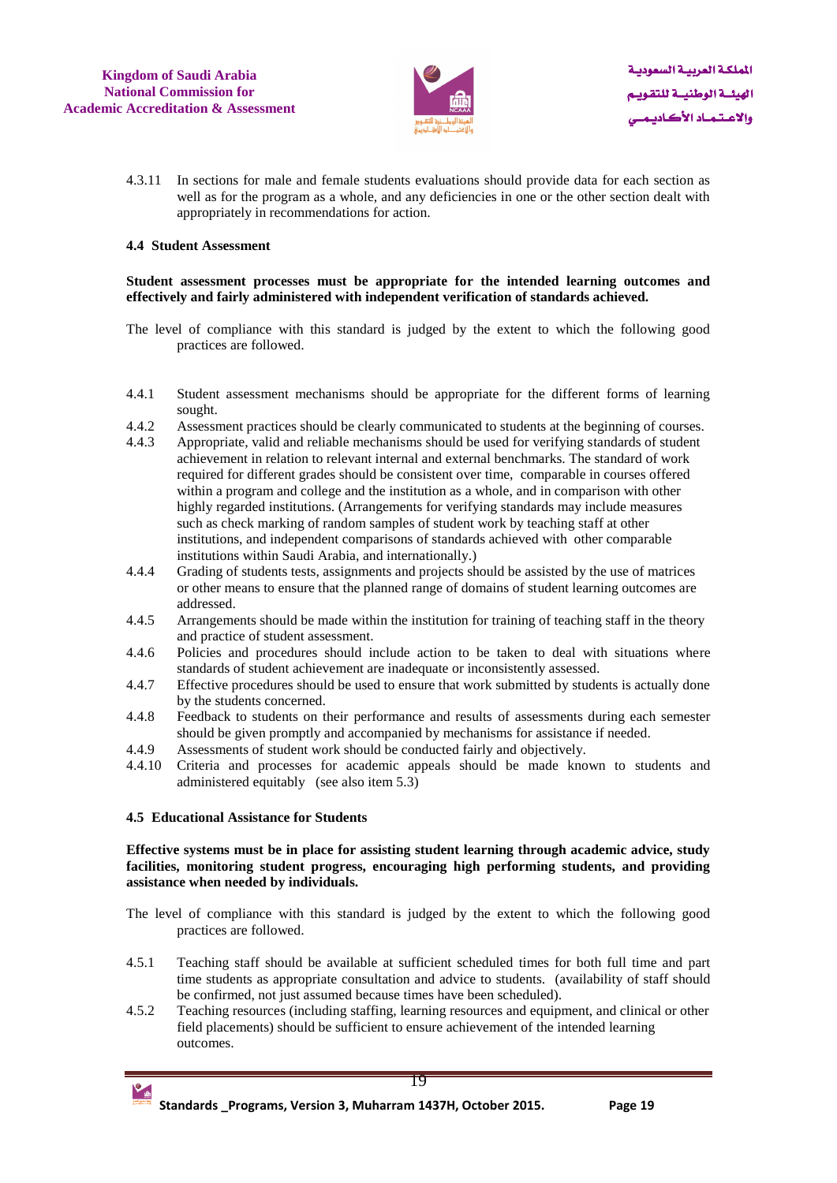4.3.11 In sections for male and female students evaluations should provide data for each section as well as for the program as a whole, and any deficiencies in one or the other section dealt with appropriately in recommendations for action.

### 4.4 Student Assessment

**Student assessment processes must be appropriate for the intended learning outcomes and effectively and fairly administered with independent verification of standards achieved.**

The level of compliance with this standard is judged by the extent to which the following good practices are followed.

4.4.1 Student assessment mechanisms should be appropriate for the different forms of learning sought.

4.4.2 Assessment practices should be clearly communicated to students at the beginning of courses.

4.4.3 Appropriate, valid and reliable mechanisms should be used for verifying standards of student achievement in relation to relevant internal and external benchmarks. The standard of work required for different grades should be consistent over time, comparable in courses offered within a program and college and the institution as a whole, and in comparison with other highly regarded institutions. (Arrangements for verifying standards may include measures such as check marking of random samples of student work by teaching staff at other institutions, and independent comparisons of standards achieved with other comparable institutions within Saudi Arabia, and internationally.)

4.4.4 Grading of students tests, assignments and projects should be assisted by the use of matrices or other means to ensure that the planned range of domains of student learning outcomes are addressed.

4.4.5 Arrangements should be made within the institution for training of teaching staff in the theory and practice of student assessment.

4.4.6 Policies and procedures should include action to be taken to deal with situations where standards of student achievement are inadequate or inconsistently assessed.

4.4.7 Effective procedures should be used to ensure that work submitted by students is actually done by the students concerned.

4.4.8 Feedback to students on their performance and results of assessments during each semester should be given promptly and accompanied by mechanisms for assistance if needed.

4.4.9 Assessments of student work should be conducted fairly and objectively.

4.4.10 Criteria and processes for academic appeals should be made known to students and administered equitably (see also item 5.3)

### 4.5 Educational Assistance for Students

**Effective systems must be in place for assisting student learning through academic advice, study facilities, monitoring student progress, encouraging high performing students, and providing assistance when needed by individuals.**

The level of compliance with this standard is judged by the extent to which the following good practices are followed.

4.5.1 Teaching staff should be available at sufficient scheduled times for both full time and part time students as appropriate consultation and advice to students. (availability of staff should be confirmed, not just assumed because times have been scheduled).

4.5.2 Teaching resources (including staffing, learning resources and equipment, and clinical or other field placements) should be sufficient to ensure achievement of the intended learning outcomes.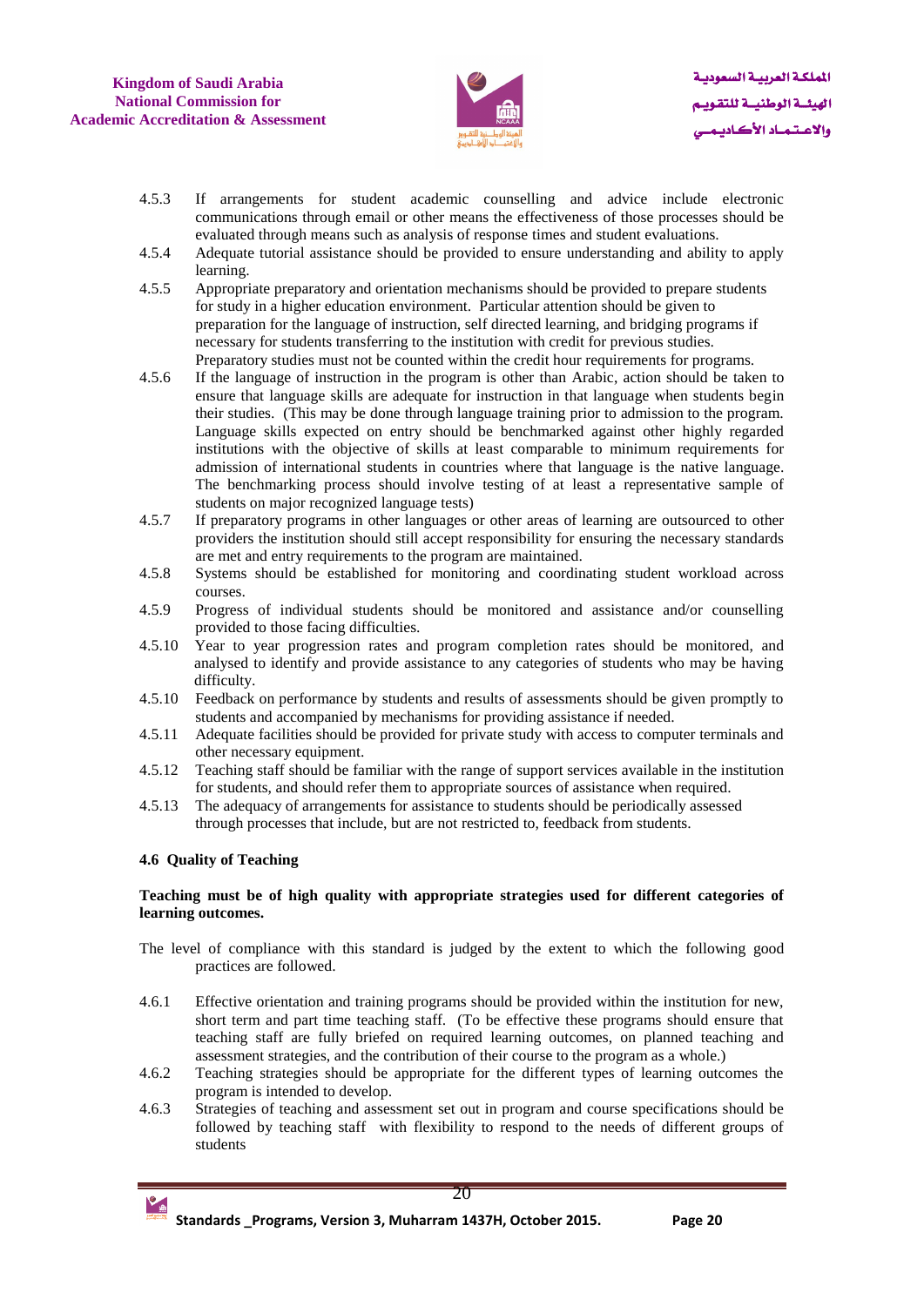4.5.3 If arrangements for student academic counselling and advice include electronic communications through email or other means the effectiveness of those processes should be evaluated through means such as analysis of response times and student evaluations.

4.5.4 Adequate tutorial assistance should be provided to ensure understanding and ability to apply learning.

4.5.5 Appropriate preparatory and orientation mechanisms should be provided to prepare students for study in a higher education environment. Particular attention should be given to preparation for the language of instruction, self directed learning, and bridging programs if necessary for students transferring to the institution with credit for previous studies. Preparatory studies must not be counted within the credit hour requirements for programs.

4.5.6 If the language of instruction in the program is other than Arabic, action should be taken to ensure that language skills are adequate for instruction in that language when students begin their studies. (This may be done through language training prior to admission to the program. Language skills expected on entry should be benchmarked against other highly regarded institutions with the objective of skills at least comparable to minimum requirements for admission of international students in countries where that language is the native language. The benchmarking process should involve testing of at least a representative sample of students on major recognized language tests)

4.5.7 If preparatory programs in other languages or other areas of learning are outsourced to other providers the institution should still accept responsibility for ensuring the necessary standards are met and entry requirements to the program are maintained.

4.5.8 Systems should be established for monitoring and coordinating student workload across courses.

4.5.9 Progress of individual students should be monitored and assistance and/or counselling provided to those facing difficulties.

4.5.10 Year to year progression rates and program completion rates should be monitored, and analysed to identify and provide assistance to any categories of students who may be having difficulty.

4.5.10 Feedback on performance by students and results of assessments should be given promptly to students and accompanied by mechanisms for providing assistance if needed.

4.5.11 Adequate facilities should be provided for private study with access to computer terminals and other necessary equipment.

4.5.12 Teaching staff should be familiar with the range of support services available in the institution for students, and should refer them to appropriate sources of assistance when required.

4.5.13 The adequacy of arrangements for assistance to students should be periodically assessed through processes that include, but are not restricted to, feedback from students.

### 4.6 Quality of Teaching

**Teaching must be of high quality with appropriate strategies used for different categories of learning outcomes.**

The level of compliance with this standard is judged by the extent to which the following good practices are followed.

4.6.1 Effective orientation and training programs should be provided within the institution for new, short term and part time teaching staff. (To be effective these programs should ensure that teaching staff are fully briefed on required learning outcomes, on planned teaching and assessment strategies, and the contribution of their course to the program as a whole.)

4.6.2 Teaching strategies should be appropriate for the different types of learning outcomes the program is intended to develop.

4.6.3 Strategies of teaching and assessment set out in program and course specifications should be followed by teaching staff with flexibility to respond to the needs of different groups of students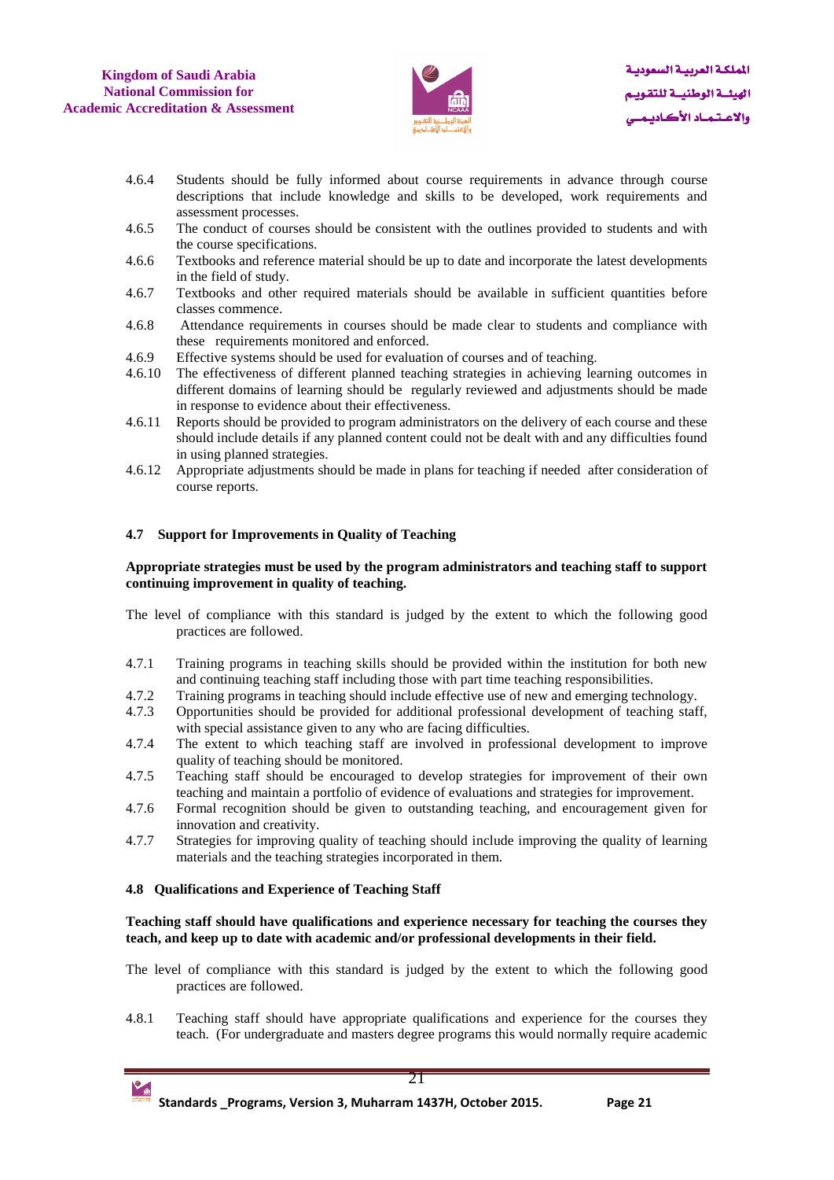4.6.4 Students should be fully informed about course requirements in advance through course descriptions that include knowledge and skills to be developed, work requirements and assessment processes.

4.6.5 The conduct of courses should be consistent with the outlines provided to students and with the course specifications.

4.6.6 Textbooks and reference material should be up to date and incorporate the latest developments in the field of study.

4.6.7 Textbooks and other required materials should be available in sufficient quantities before classes commence.

4.6.8 Attendance requirements in courses should be made clear to students and compliance with these requirements monitored and enforced.

4.6.9 Effective systems should be used for evaluation of courses and of teaching.

4.6.10 The effectiveness of different planned teaching strategies in achieving learning outcomes in different domains of learning should be regularly reviewed and adjustments should be made in response to evidence about their effectiveness.

4.6.11 Reports should be provided to program administrators on the delivery of each course and these should include details if any planned content could not be dealt with and any difficulties found in using planned strategies.

4.6.12 Appropriate adjustments should be made in plans for teaching if needed after consideration of course reports.

### 4.7 Support for Improvements in Quality of Teaching

**Appropriate strategies must be used by the program administrators and teaching staff to support continuing improvement in quality of teaching.**

The level of compliance with this standard is judged by the extent to which the following good practices are followed.

4.7.1 Training programs in teaching skills should be provided within the institution for both new and continuing teaching staff including those with part time teaching responsibilities.

4.7.2 Training programs in teaching should include effective use of new and emerging technology.

4.7.3 Opportunities should be provided for additional professional development of teaching staff, with special assistance given to any who are facing difficulties.

4.7.4 The extent to which teaching staff are involved in professional development to improve quality of teaching should be monitored.

4.7.5 Teaching staff should be encouraged to develop strategies for improvement of their own teaching and maintain a portfolio of evidence of evaluations and strategies for improvement.

4.7.6 Formal recognition should be given to outstanding teaching, and encouragement given for innovation and creativity.

4.7.7 Strategies for improving quality of teaching should include improving the quality of learning materials and the teaching strategies incorporated in them.

### 4.8 Qualifications and Experience of Teaching Staff

**Teaching staff should have qualifications and experience necessary for teaching the courses they teach, and keep up to date with academic and/or professional developments in their field.**

The level of compliance with this standard is judged by the extent to which the following good practices are followed.

4.8.1 Teaching staff should have appropriate qualifications and experience for the courses they teach. (For undergraduate and masters degree programs this would normally require academic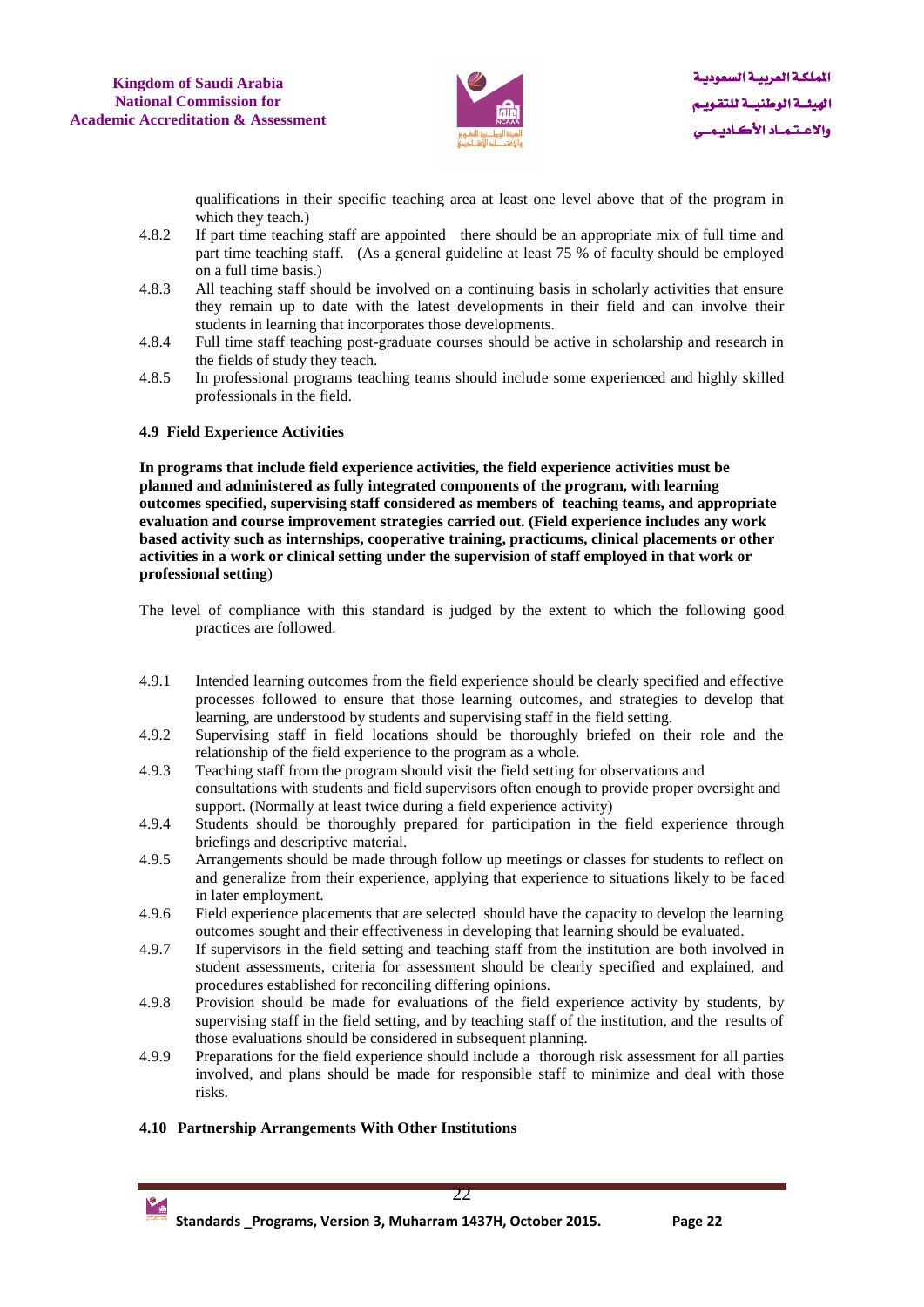qualifications in their specific teaching area at least one level above that of the program in which they teach.)

4.8.2 If part time teaching staff are appointed there should be an appropriate mix of full time and part time teaching staff. (As a general guideline at least 75 % of faculty should be employed on a full time basis.)

4.8.3 All teaching staff should be involved on a continuing basis in scholarly activities that ensure they remain up to date with the latest developments in their field and can involve their students in learning that incorporates those developments.

4.8.4 Full time staff teaching post-graduate courses should be active in scholarship and research in the fields of study they teach.

4.8.5 In professional programs teaching teams should include some experienced and highly skilled professionals in the field.

### 4.9 Field Experience Activities

**In programs that include field experience activities, the field experience activities must be planned and administered as fully integrated components of the program, with learning outcomes specified, supervising staff considered as members of teaching teams, and appropriate evaluation and course improvement strategies carried out. (Field experience includes any work based activity such as internships, cooperative training, practicums, clinical placements or other activities in a work or clinical setting under the supervision of staff employed in that work or professional setting**)

The level of compliance with this standard is judged by the extent to which the following good practices are followed.

4.9.1 Intended learning outcomes from the field experience should be clearly specified and effective processes followed to ensure that those learning outcomes, and strategies to develop that learning, are understood by students and supervising staff in the field setting.

4.9.2 Supervising staff in field locations should be thoroughly briefed on their role and the relationship of the field experience to the program as a whole.

4.9.3 Teaching staff from the program should visit the field setting for observations and consultations with students and field supervisors often enough to provide proper oversight and support. (Normally at least twice during a field experience activity)

4.9.4 Students should be thoroughly prepared for participation in the field experience through briefings and descriptive material.

4.9.5 Arrangements should be made through follow up meetings or classes for students to reflect on and generalize from their experience, applying that experience to situations likely to be faced in later employment.

4.9.6 Field experience placements that are selected should have the capacity to develop the learning outcomes sought and their effectiveness in developing that learning should be evaluated.

4.9.7 If supervisors in the field setting and teaching staff from the institution are both involved in student assessments, criteria for assessment should be clearly specified and explained, and procedures established for reconciling differing opinions.

4.9.8 Provision should be made for evaluations of the field experience activity by students, by supervising staff in the field setting, and by teaching staff of the institution, and the results of those evaluations should be considered in subsequent planning.

4.9.9 Preparations for the field experience should include a thorough risk assessment for all parties involved, and plans should be made for responsible staff to minimize and deal with those risks.

### 4.10 Partnership Arrangements With Other Institutions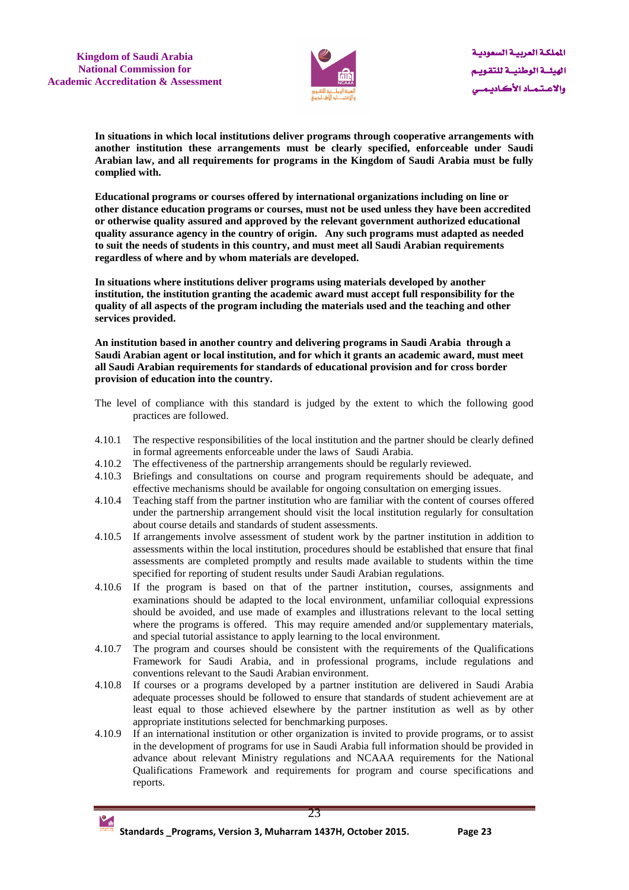**In situations in which local institutions deliver programs through cooperative arrangements with another institution these arrangements must be clearly specified, enforceable under Saudi Arabian law, and all requirements for programs in the Kingdom of Saudi Arabia must be fully complied with.**

**Educational programs or courses offered by international organizations including on line or other distance education programs or courses, must not be used unless they have been accredited or otherwise quality assured and approved by the relevant government authorized educational quality assurance agency in the country of origin. Any such programs must adapted as needed to suit the needs of students in this country, and must meet all Saudi Arabian requirements regardless of where and by whom materials are developed.**

**In situations where institutions deliver programs using materials developed by another institution, the institution granting the academic award must accept full responsibility for the quality of all aspects of the program including the materials used and the teaching and other services provided.**

**An institution based in another country and delivering programs in Saudi Arabia through a Saudi Arabian agent or local institution, and for which it grants an academic award, must meet all Saudi Arabian requirements for standards of educational provision and for cross border provision of education into the country.**

The level of compliance with this standard is judged by the extent to which the following good practices are followed.

4.10.1 The respective responsibilities of the local institution and the partner should be clearly defined in formal agreements enforceable under the laws of Saudi Arabia.

4.10.2 The effectiveness of the partnership arrangements should be regularly reviewed.

4.10.3 Briefings and consultations on course and program requirements should be adequate, and effective mechanisms should be available for ongoing consultation on emerging issues.

4.10.4 Teaching staff from the partner institution who are familiar with the content of courses offered under the partnership arrangement should visit the local institution regularly for consultation about course details and standards of student assessments.

4.10.5 If arrangements involve assessment of student work by the partner institution in addition to assessments within the local institution, procedures should be established that ensure that final assessments are completed promptly and results made available to students within the time specified for reporting of student results under Saudi Arabian regulations.

4.10.6 If the program is based on that of the partner institution, courses, assignments and examinations should be adapted to the local environment, unfamiliar colloquial expressions should be avoided, and use made of examples and illustrations relevant to the local setting where the programs is offered. This may require amended and/or supplementary materials, and special tutorial assistance to apply learning to the local environment.

4.10.7 The program and courses should be consistent with the requirements of the Qualifications Framework for Saudi Arabia, and in professional programs, include regulations and conventions relevant to the Saudi Arabian environment.

4.10.8 If courses or a programs developed by a partner institution are delivered in Saudi Arabia adequate processes should be followed to ensure that standards of student achievement are at least equal to those achieved elsewhere by the partner institution as well as by other appropriate institutions selected for benchmarking purposes.

4.10.9 If an international institution or other organization is invited to provide programs, or to assist in the development of programs for use in Saudi Arabia full information should be provided in advance about relevant Ministry regulations and NCAAA requirements for the National Qualifications Framework and requirements for program and course specifications and reports.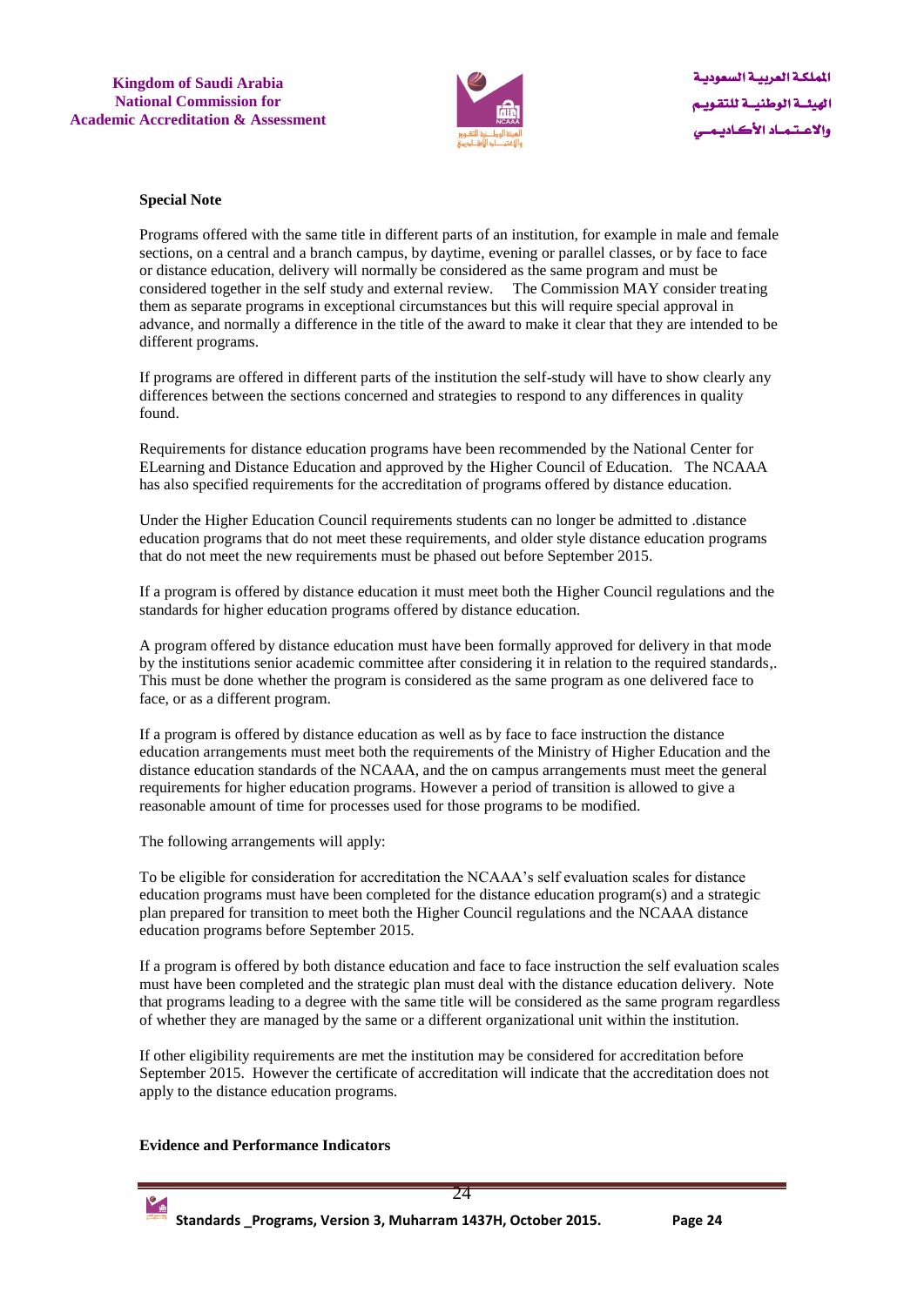**Special Note**

Programs offered with the same title in different parts of an institution, for example in male and female sections, on a central and a branch campus, by daytime, evening or parallel classes, or by face to face or distance education, delivery will normally be considered as the same program and must be considered together in the self study and external review. The Commission MAY consider treating them as separate programs in exceptional circumstances but this will require special approval in advance, and normally a difference in the title of the award to make it clear that they are intended to be different programs.

If programs are offered in different parts of the institution the self-study will have to show clearly any differences between the sections concerned and strategies to respond to any differences in quality found.

Requirements for distance education programs have been recommended by the National Center for ELearning and Distance Education and approved by the Higher Council of Education. The NCAAA has also specified requirements for the accreditation of programs offered by distance education.

Under the Higher Education Council requirements students can no longer be admitted to .distance education programs that do not meet these requirements, and older style distance education programs that do not meet the new requirements must be phased out before September 2015.

If a program is offered by distance education it must meet both the Higher Council regulations and the standards for higher education programs offered by distance education.

A program offered by distance education must have been formally approved for delivery in that mode by the institutions senior academic committee after considering it in relation to the required standards,. This must be done whether the program is considered as the same program as one delivered face to face, or as a different program.

If a program is offered by distance education as well as by face to face instruction the distance education arrangements must meet both the requirements of the Ministry of Higher Education and the distance education standards of the NCAAA, and the on campus arrangements must meet the general requirements for higher education programs. However a period of transition is allowed to give a reasonable amount of time for processes used for those programs to be modified.

The following arrangements will apply:

To be eligible for consideration for accreditation the NCAAA's self evaluation scales for distance education programs must have been completed for the distance education program(s) and a strategic plan prepared for transition to meet both the Higher Council regulations and the NCAAA distance education programs before September 2015.

If a program is offered by both distance education and face to face instruction the self evaluation scales must have been completed and the strategic plan must deal with the distance education delivery. Note that programs leading to a degree with the same title will be considered as the same program regardless of whether they are managed by the same or a different organizational unit within the institution.

If other eligibility requirements are met the institution may be considered for accreditation before September 2015. However the certificate of accreditation will indicate that the accreditation does not apply to the distance education programs.

**Evidence and Performance Indicators**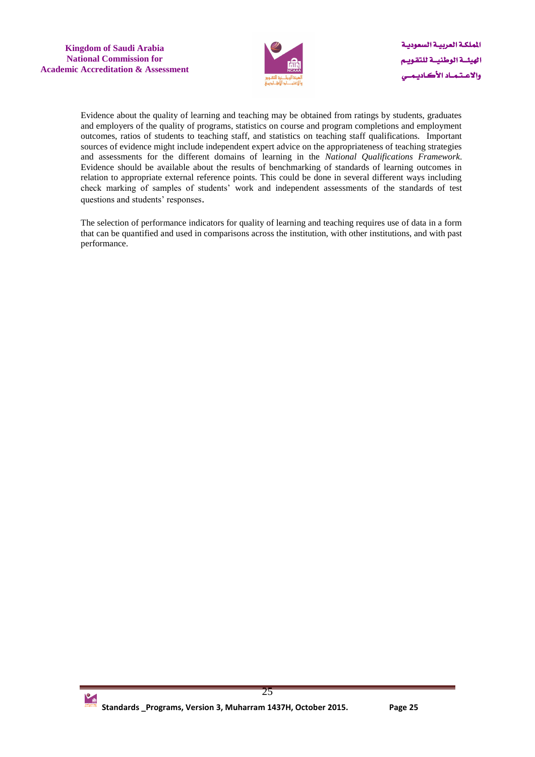Evidence about the quality of learning and teaching may be obtained from ratings by students, graduates and employers of the quality of programs, statistics on course and program completions and employment outcomes, ratios of students to teaching staff, and statistics on teaching staff qualifications. Important sources of evidence might include independent expert advice on the appropriateness of teaching strategies and assessments for the different domains of learning in the *National Qualifications Framework*. Evidence should be available about the results of benchmarking of standards of learning outcomes in relation to appropriate external reference points. This could be done in several different ways including check marking of samples of students' work and independent assessments of the standards of test questions and students' responses.

The selection of performance indicators for quality of learning and teaching requires use of data in a form that can be quantified and used in comparisons across the institution, with other institutions, and with past performance.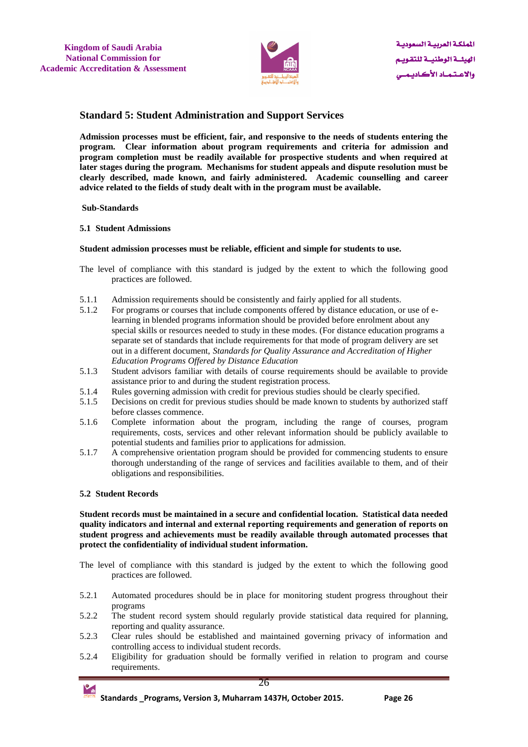## Standard 5: Student Administration and Support Services

**Admission processes must be efficient, fair, and responsive to the needs of students entering the program. Clear information about program requirements and criteria for admission and program completion must be readily available for prospective students and when required at later stages during the program. Mechanisms for student appeals and dispute resolution must be clearly described, made known, and fairly administered. Academic counselling and career advice related to the fields of study dealt with in the program must be available.**

**Sub-Standards**

### 5.1 Student Admissions

**Student admission processes must be reliable, efficient and simple for students to use.**

The level of compliance with this standard is judged by the extent to which the following good practices are followed.

- 5.1.1 Admission requirements should be consistently and fairly applied for all students.
- 5.1.2 For programs or courses that include components offered by distance education, or use of e-learning in blended programs information should be provided before enrolment about any special skills or resources needed to study in these modes. (For distance education programs a separate set of standards that include requirements for that mode of program delivery are set out in a different document, *Standards for Quality Assurance and Accreditation of Higher Education Programs Offered by Distance Education*
- 5.1.3 Student advisors familiar with details of course requirements should be available to provide assistance prior to and during the student registration process.
- 5.1.4 Rules governing admission with credit for previous studies should be clearly specified.
- 5.1.5 Decisions on credit for previous studies should be made known to students by authorized staff before classes commence.
- 5.1.6 Complete information about the program, including the range of courses, program requirements, costs, services and other relevant information should be publicly available to potential students and families prior to applications for admission.
- 5.1.7 A comprehensive orientation program should be provided for commencing students to ensure thorough understanding of the range of services and facilities available to them, and of their obligations and responsibilities.

### 5.2 Student Records

**Student records must be maintained in a secure and confidential location. Statistical data needed quality indicators and internal and external reporting requirements and generation of reports on student progress and achievements must be readily available through automated processes that protect the confidentiality of individual student information.**

The level of compliance with this standard is judged by the extent to which the following good practices are followed.

- 5.2.1 Automated procedures should be in place for monitoring student progress throughout their programs
- 5.2.2 The student record system should regularly provide statistical data required for planning, reporting and quality assurance.
- 5.2.3 Clear rules should be established and maintained governing privacy of information and controlling access to individual student records.
- 5.2.4 Eligibility for graduation should be formally verified in relation to program and course requirements.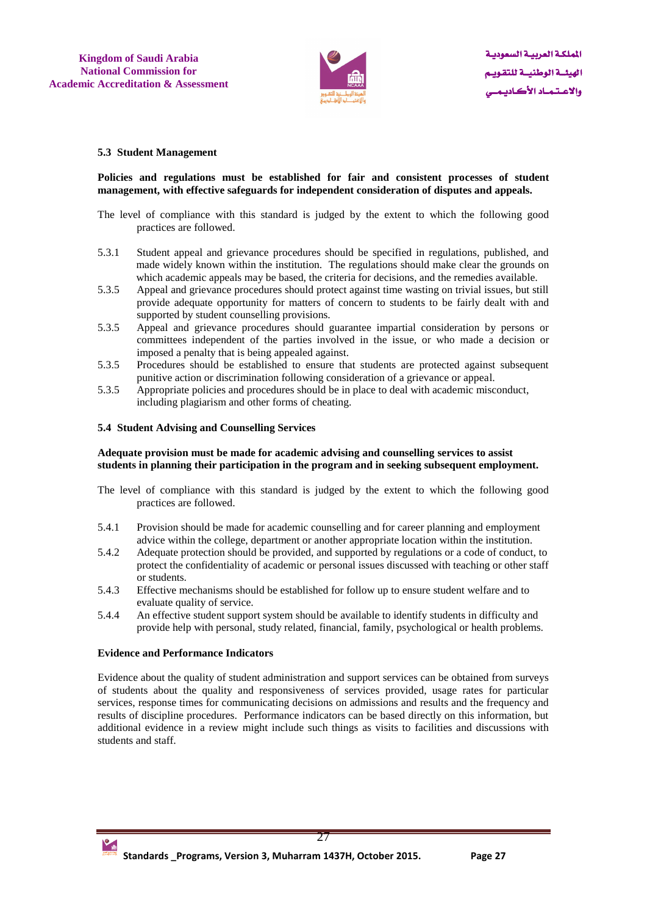### 5.3 Student Management

**Policies and regulations must be established for fair and consistent processes of student management, with effective safeguards for independent consideration of disputes and appeals.**

The level of compliance with this standard is judged by the extent to which the following good practices are followed.

5.3.1 Student appeal and grievance procedures should be specified in regulations, published, and made widely known within the institution. The regulations should make clear the grounds on which academic appeals may be based, the criteria for decisions, and the remedies available.

5.3.5 Appeal and grievance procedures should protect against time wasting on trivial issues, but still provide adequate opportunity for matters of concern to students to be fairly dealt with and supported by student counselling provisions.

5.3.5 Appeal and grievance procedures should guarantee impartial consideration by persons or committees independent of the parties involved in the issue, or who made a decision or imposed a penalty that is being appealed against.

5.3.5 Procedures should be established to ensure that students are protected against subsequent punitive action or discrimination following consideration of a grievance or appeal.

5.3.5 Appropriate policies and procedures should be in place to deal with academic misconduct, including plagiarism and other forms of cheating.

### 5.4 Student Advising and Counselling Services

**Adequate provision must be made for academic advising and counselling services to assist students in planning their participation in the program and in seeking subsequent employment.**

The level of compliance with this standard is judged by the extent to which the following good practices are followed.

5.4.1 Provision should be made for academic counselling and for career planning and employment advice within the college, department or another appropriate location within the institution.

5.4.2 Adequate protection should be provided, and supported by regulations or a code of conduct, to protect the confidentiality of academic or personal issues discussed with teaching or other staff or students.

5.4.3 Effective mechanisms should be established for follow up to ensure student welfare and to evaluate quality of service.

5.4.4 An effective student support system should be available to identify students in difficulty and provide help with personal, study related, financial, family, psychological or health problems.

### Evidence and Performance Indicators

Evidence about the quality of student administration and support services can be obtained from surveys of students about the quality and responsiveness of services provided, usage rates for particular services, response times for communicating decisions on admissions and results and the frequency and results of discipline procedures. Performance indicators can be based directly on this information, but additional evidence in a review might include such things as visits to facilities and discussions with students and staff.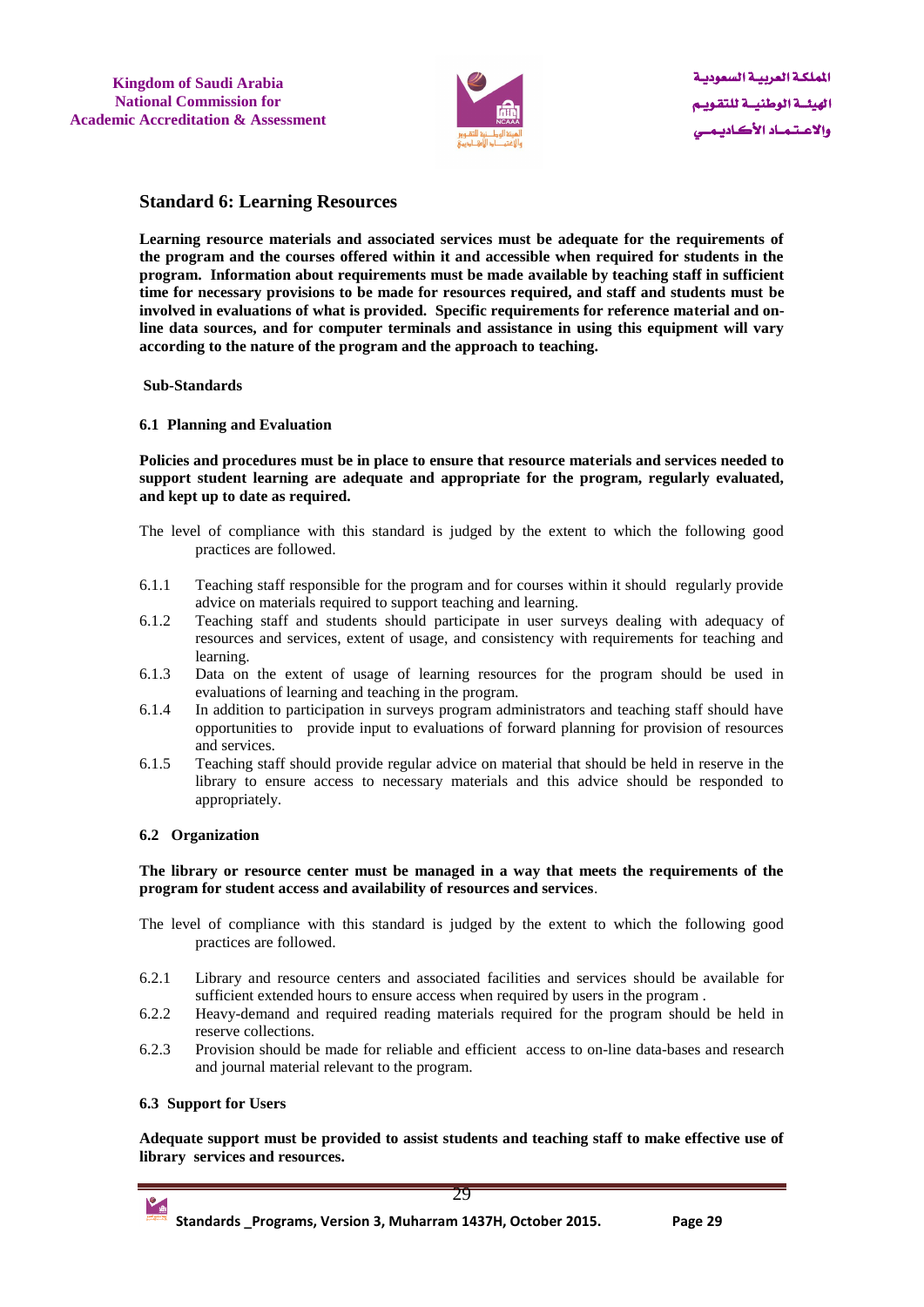## Standard 6: Learning Resources

**Learning resource materials and associated services must be adequate for the requirements of the program and the courses offered within it and accessible when required for students in the program. Information about requirements must be made available by teaching staff in sufficient time for necessary provisions to be made for resources required, and staff and students must be involved in evaluations of what is provided. Specific requirements for reference material and on-line data sources, and for computer terminals and assistance in using this equipment will vary according to the nature of the program and the approach to teaching.**

**Sub-Standards**

### 6.1 Planning and Evaluation

**Policies and procedures must be in place to ensure that resource materials and services needed to support student learning are adequate and appropriate for the program, regularly evaluated, and kept up to date as required.**

The level of compliance with this standard is judged by the extent to which the following good practices are followed.

6.1.1 Teaching staff responsible for the program and for courses within it should regularly provide advice on materials required to support teaching and learning.

6.1.2 Teaching staff and students should participate in user surveys dealing with adequacy of resources and services, extent of usage, and consistency with requirements for teaching and learning.

6.1.3 Data on the extent of usage of learning resources for the program should be used in evaluations of learning and teaching in the program.

6.1.4 In addition to participation in surveys program administrators and teaching staff should have opportunities to provide input to evaluations of forward planning for provision of resources and services.

6.1.5 Teaching staff should provide regular advice on material that should be held in reserve in the library to ensure access to necessary materials and this advice should be responded to appropriately.

### 6.2 Organization

**The library or resource center must be managed in a way that meets the requirements of the program for student access and availability of resources and services**.

The level of compliance with this standard is judged by the extent to which the following good practices are followed.

6.2.1 Library and resource centers and associated facilities and services should be available for sufficient extended hours to ensure access when required by users in the program .

6.2.2 Heavy-demand and required reading materials required for the program should be held in reserve collections.

6.2.3 Provision should be made for reliable and efficient access to on-line data-bases and research and journal material relevant to the program.

### 6.3 Support for Users

**Adequate support must be provided to assist students and teaching staff to make effective use of library services and resources.**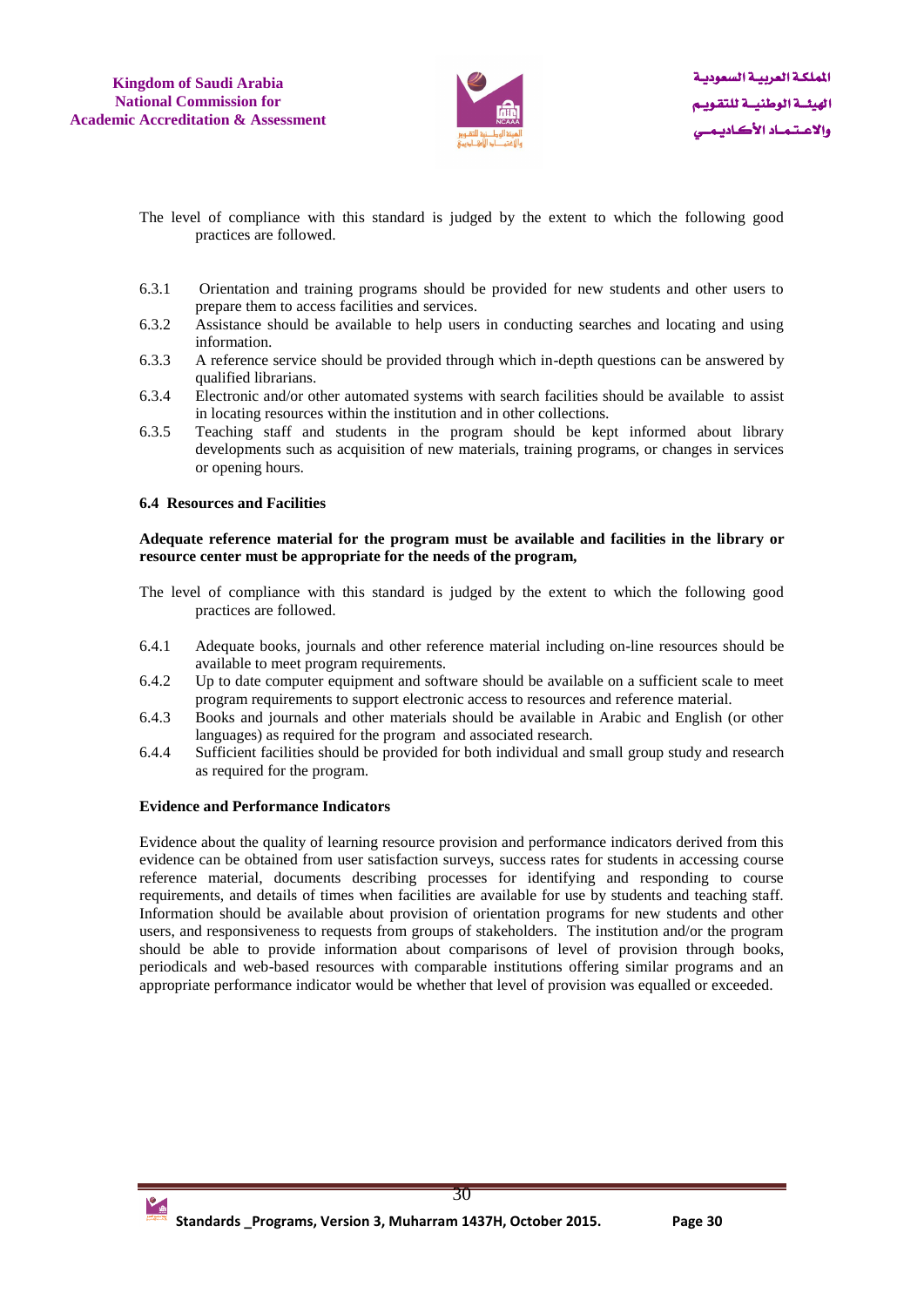The level of compliance with this standard is judged by the extent to which the following good practices are followed.

6.3.1 Orientation and training programs should be provided for new students and other users to prepare them to access facilities and services.
6.3.2 Assistance should be available to help users in conducting searches and locating and using information.
6.3.3 A reference service should be provided through which in-depth questions can be answered by qualified librarians.
6.3.4 Electronic and/or other automated systems with search facilities should be available to assist in locating resources within the institution and in other collections.
6.3.5 Teaching staff and students in the program should be kept informed about library developments such as acquisition of new materials, training programs, or changes in services or opening hours.

**6.4 Resources and Facilities**

**Adequate reference material for the program must be available and facilities in the library or resource center must be appropriate for the needs of the program,**

The level of compliance with this standard is judged by the extent to which the following good practices are followed.

6.4.1 Adequate books, journals and other reference material including on-line resources should be available to meet program requirements.
6.4.2 Up to date computer equipment and software should be available on a sufficient scale to meet program requirements to support electronic access to resources and reference material.
6.4.3 Books and journals and other materials should be available in Arabic and English (or other languages) as required for the program and associated research.
6.4.4 Sufficient facilities should be provided for both individual and small group study and research as required for the program.

**Evidence and Performance Indicators**

Evidence about the quality of learning resource provision and performance indicators derived from this evidence can be obtained from user satisfaction surveys, success rates for students in accessing course reference material, documents describing processes for identifying and responding to course requirements, and details of times when facilities are available for use by students and teaching staff. Information should be available about provision of orientation programs for new students and other users, and responsiveness to requests from groups of stakeholders. The institution and/or the program should be able to provide information about comparisons of level of provision through books, periodicals and web-based resources with comparable institutions offering similar programs and an appropriate performance indicator would be whether that level of provision was equalled or exceeded.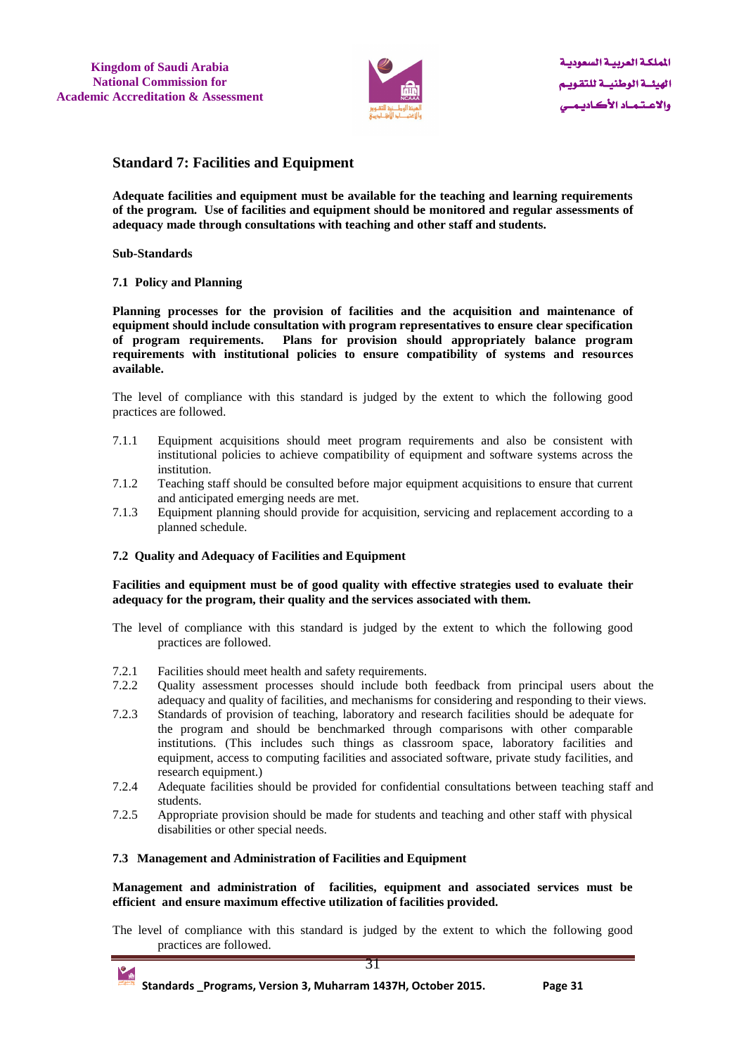## Standard 7: Facilities and Equipment

**Adequate facilities and equipment must be available for the teaching and learning requirements of the program. Use of facilities and equipment should be monitored and regular assessments of adequacy made through consultations with teaching and other staff and students.**

**Sub-Standards**

### 7.1 Policy and Planning

**Planning processes for the provision of facilities and the acquisition and maintenance of equipment should include consultation with program representatives to ensure clear specification of program requirements. Plans for provision should appropriately balance program requirements with institutional policies to ensure compatibility of systems and resources available.**

The level of compliance with this standard is judged by the extent to which the following good practices are followed.

- 7.1.1 Equipment acquisitions should meet program requirements and also be consistent with institutional policies to achieve compatibility of equipment and software systems across the institution.
- 7.1.2 Teaching staff should be consulted before major equipment acquisitions to ensure that current and anticipated emerging needs are met.
- 7.1.3 Equipment planning should provide for acquisition, servicing and replacement according to a planned schedule.

### 7.2 Quality and Adequacy of Facilities and Equipment

**Facilities and equipment must be of good quality with effective strategies used to evaluate their adequacy for the program, their quality and the services associated with them.**

The level of compliance with this standard is judged by the extent to which the following good practices are followed.

- 7.2.1 Facilities should meet health and safety requirements.
- 7.2.2 Quality assessment processes should include both feedback from principal users about the adequacy and quality of facilities, and mechanisms for considering and responding to their views.
- 7.2.3 Standards of provision of teaching, laboratory and research facilities should be adequate for the program and should be benchmarked through comparisons with other comparable institutions. (This includes such things as classroom space, laboratory facilities and equipment, access to computing facilities and associated software, private study facilities, and research equipment.)
- 7.2.4 Adequate facilities should be provided for confidential consultations between teaching staff and students.
- 7.2.5 Appropriate provision should be made for students and teaching and other staff with physical disabilities or other special needs.

### 7.3 Management and Administration of Facilities and Equipment

**Management and administration of facilities, equipment and associated services must be efficient and ensure maximum effective utilization of facilities provided.**

The level of compliance with this standard is judged by the extent to which the following good practices are followed.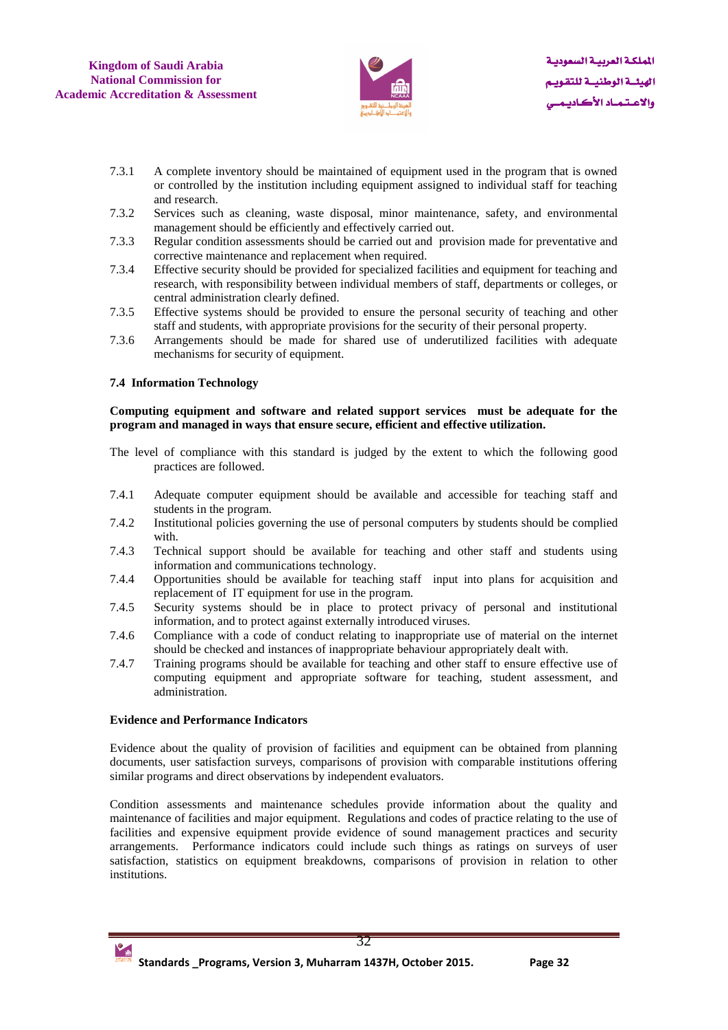7.3.1 A complete inventory should be maintained of equipment used in the program that is owned or controlled by the institution including equipment assigned to individual staff for teaching and research.

7.3.2 Services such as cleaning, waste disposal, minor maintenance, safety, and environmental management should be efficiently and effectively carried out.

7.3.3 Regular condition assessments should be carried out and provision made for preventative and corrective maintenance and replacement when required.

7.3.4 Effective security should be provided for specialized facilities and equipment for teaching and research, with responsibility between individual members of staff, departments or colleges, or central administration clearly defined.

7.3.5 Effective systems should be provided to ensure the personal security of teaching and other staff and students, with appropriate provisions for the security of their personal property.

7.3.6 Arrangements should be made for shared use of underutilized facilities with adequate mechanisms for security of equipment.

**7.4 Information Technology**

**Computing equipment and software and related support services must be adequate for the program and managed in ways that ensure secure, efficient and effective utilization.**

The level of compliance with this standard is judged by the extent to which the following good practices are followed.

7.4.1 Adequate computer equipment should be available and accessible for teaching staff and students in the program.

7.4.2 Institutional policies governing the use of personal computers by students should be complied with.

7.4.3 Technical support should be available for teaching and other staff and students using information and communications technology.

7.4.4 Opportunities should be available for teaching staff input into plans for acquisition and replacement of IT equipment for use in the program.

7.4.5 Security systems should be in place to protect privacy of personal and institutional information, and to protect against externally introduced viruses.

7.4.6 Compliance with a code of conduct relating to inappropriate use of material on the internet should be checked and instances of inappropriate behaviour appropriately dealt with.

7.4.7 Training programs should be available for teaching and other staff to ensure effective use of computing equipment and appropriate software for teaching, student assessment, and administration.

**Evidence and Performance Indicators**

Evidence about the quality of provision of facilities and equipment can be obtained from planning documents, user satisfaction surveys, comparisons of provision with comparable institutions offering similar programs and direct observations by independent evaluators.

Condition assessments and maintenance schedules provide information about the quality and maintenance of facilities and major equipment. Regulations and codes of practice relating to the use of facilities and expensive equipment provide evidence of sound management practices and security arrangements. Performance indicators could include such things as ratings on surveys of user satisfaction, statistics on equipment breakdowns, comparisons of provision in relation to other institutions.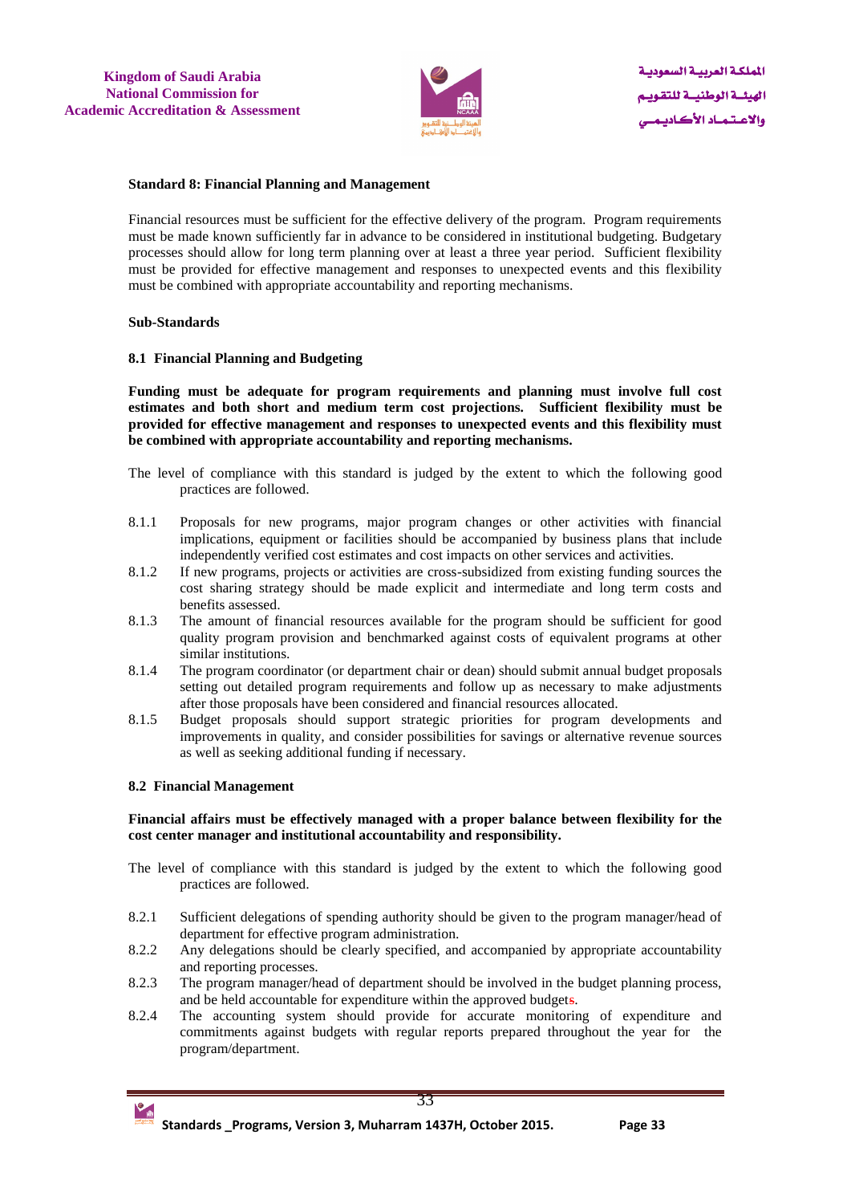**Standard 8: Financial Planning and Management**

Financial resources must be sufficient for the effective delivery of the program. Program requirements must be made known sufficiently far in advance to be considered in institutional budgeting. Budgetary processes should allow for long term planning over at least a three year period. Sufficient flexibility must be provided for effective management and responses to unexpected events and this flexibility must be combined with appropriate accountability and reporting mechanisms.

**Sub-Standards**

**8.1 Financial Planning and Budgeting**

**Funding must be adequate for program requirements and planning must involve full cost estimates and both short and medium term cost projections. Sufficient flexibility must be provided for effective management and responses to unexpected events and this flexibility must be combined with appropriate accountability and reporting mechanisms.**

The level of compliance with this standard is judged by the extent to which the following good practices are followed.

8.1.1 Proposals for new programs, major program changes or other activities with financial implications, equipment or facilities should be accompanied by business plans that include independently verified cost estimates and cost impacts on other services and activities.

8.1.2 If new programs, projects or activities are cross-subsidized from existing funding sources the cost sharing strategy should be made explicit and intermediate and long term costs and benefits assessed.

8.1.3 The amount of financial resources available for the program should be sufficient for good quality program provision and benchmarked against costs of equivalent programs at other similar institutions.

8.1.4 The program coordinator (or department chair or dean) should submit annual budget proposals setting out detailed program requirements and follow up as necessary to make adjustments after those proposals have been considered and financial resources allocated.

8.1.5 Budget proposals should support strategic priorities for program developments and improvements in quality, and consider possibilities for savings or alternative revenue sources as well as seeking additional funding if necessary.

**8.2 Financial Management**

**Financial affairs must be effectively managed with a proper balance between flexibility for the cost center manager and institutional accountability and responsibility.**

The level of compliance with this standard is judged by the extent to which the following good practices are followed.

8.2.1 Sufficient delegations of spending authority should be given to the program manager/head of department for effective program administration.

8.2.2 Any delegations should be clearly specified, and accompanied by appropriate accountability and reporting processes.

8.2.3 The program manager/head of department should be involved in the budget planning process, and be held accountable for expenditure within the approved budgets.

8.2.4 The accounting system should provide for accurate monitoring of expenditure and commitments against budgets with regular reports prepared throughout the year for the program/department.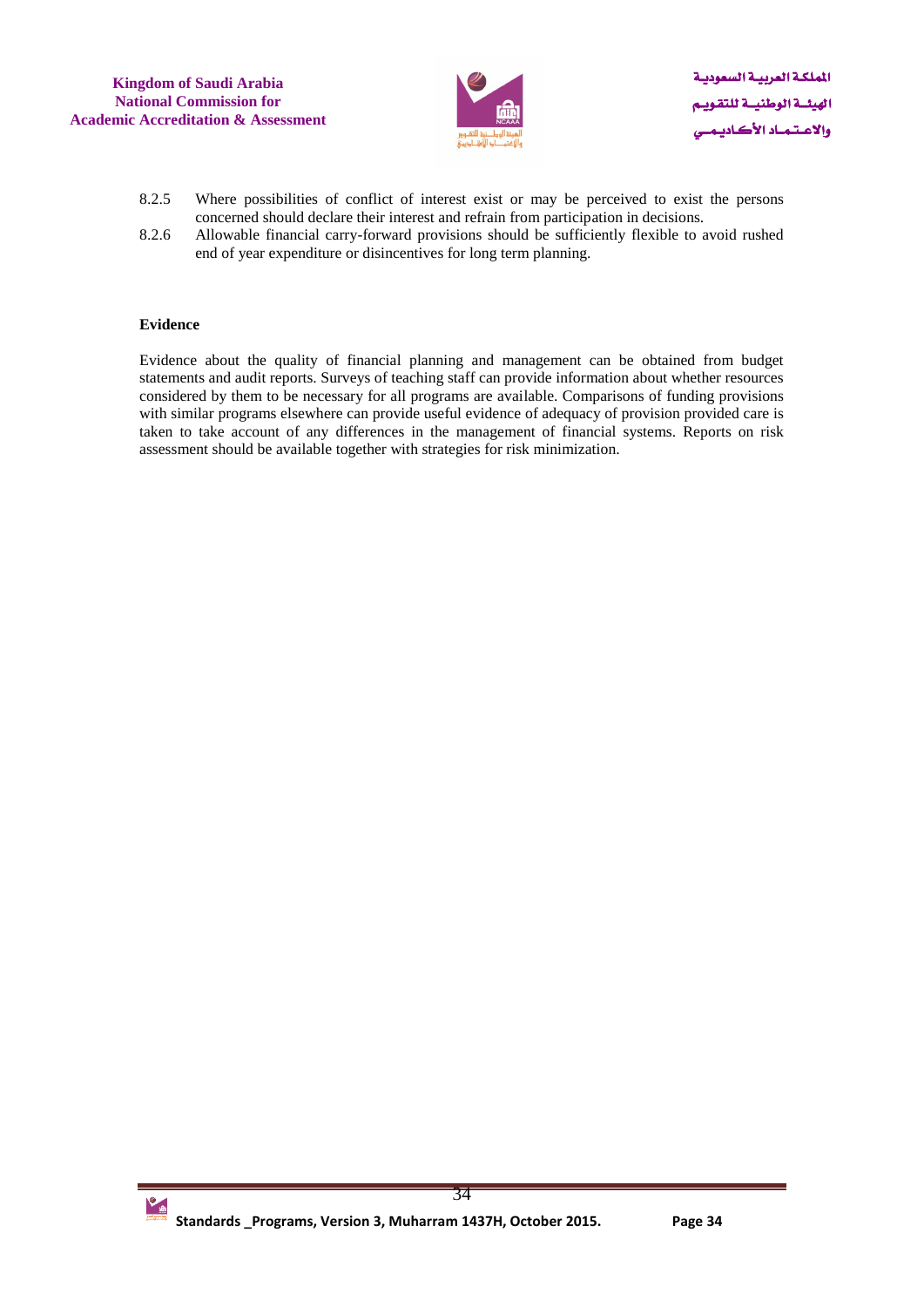8.2.5 Where possibilities of conflict of interest exist or may be perceived to exist the persons concerned should declare their interest and refrain from participation in decisions.

8.2.6 Allowable financial carry-forward provisions should be sufficiently flexible to avoid rushed end of year expenditure or disincentives for long term planning.

**Evidence**

Evidence about the quality of financial planning and management can be obtained from budget statements and audit reports. Surveys of teaching staff can provide information about whether resources considered by them to be necessary for all programs are available. Comparisons of funding provisions with similar programs elsewhere can provide useful evidence of adequacy of provision provided care is taken to take account of any differences in the management of financial systems. Reports on risk assessment should be available together with strategies for risk minimization.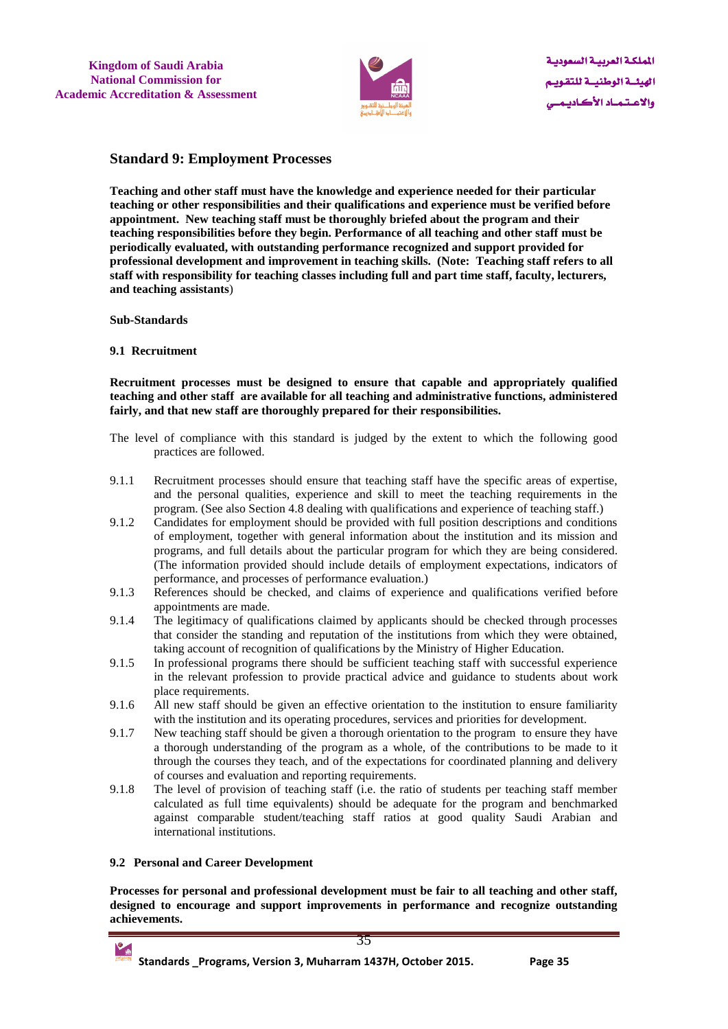## Standard 9: Employment Processes

**Teaching and other staff must have the knowledge and experience needed for their particular teaching or other responsibilities and their qualifications and experience must be verified before appointment. New teaching staff must be thoroughly briefed about the program and their teaching responsibilities before they begin. Performance of all teaching and other staff must be periodically evaluated, with outstanding performance recognized and support provided for professional development and improvement in teaching skills. (Note: Teaching staff refers to all staff with responsibility for teaching classes including full and part time staff, faculty, lecturers, and teaching assistants**)

**Sub-Standards**

**9.1 Recruitment**

**Recruitment processes must be designed to ensure that capable and appropriately qualified teaching and other staff are available for all teaching and administrative functions, administered fairly, and that new staff are thoroughly prepared for their responsibilities.**

The level of compliance with this standard is judged by the extent to which the following good practices are followed.

9.1.1 Recruitment processes should ensure that teaching staff have the specific areas of expertise, and the personal qualities, experience and skill to meet the teaching requirements in the program. (See also Section 4.8 dealing with qualifications and experience of teaching staff.)

9.1.2 Candidates for employment should be provided with full position descriptions and conditions of employment, together with general information about the institution and its mission and programs, and full details about the particular program for which they are being considered. (The information provided should include details of employment expectations, indicators of performance, and processes of performance evaluation.)

9.1.3 References should be checked, and claims of experience and qualifications verified before appointments are made.

9.1.4 The legitimacy of qualifications claimed by applicants should be checked through processes that consider the standing and reputation of the institutions from which they were obtained, taking account of recognition of qualifications by the Ministry of Higher Education.

9.1.5 In professional programs there should be sufficient teaching staff with successful experience in the relevant profession to provide practical advice and guidance to students about work place requirements.

9.1.6 All new staff should be given an effective orientation to the institution to ensure familiarity with the institution and its operating procedures, services and priorities for development.

9.1.7 New teaching staff should be given a thorough orientation to the program to ensure they have a thorough understanding of the program as a whole, of the contributions to be made to it through the courses they teach, and of the expectations for coordinated planning and delivery of courses and evaluation and reporting requirements.

9.1.8 The level of provision of teaching staff (i.e. the ratio of students per teaching staff member calculated as full time equivalents) should be adequate for the program and benchmarked against comparable student/teaching staff ratios at good quality Saudi Arabian and international institutions.

**9.2 Personal and Career Development**

**Processes for personal and professional development must be fair to all teaching and other staff, designed to encourage and support improvements in performance and recognize outstanding achievements.**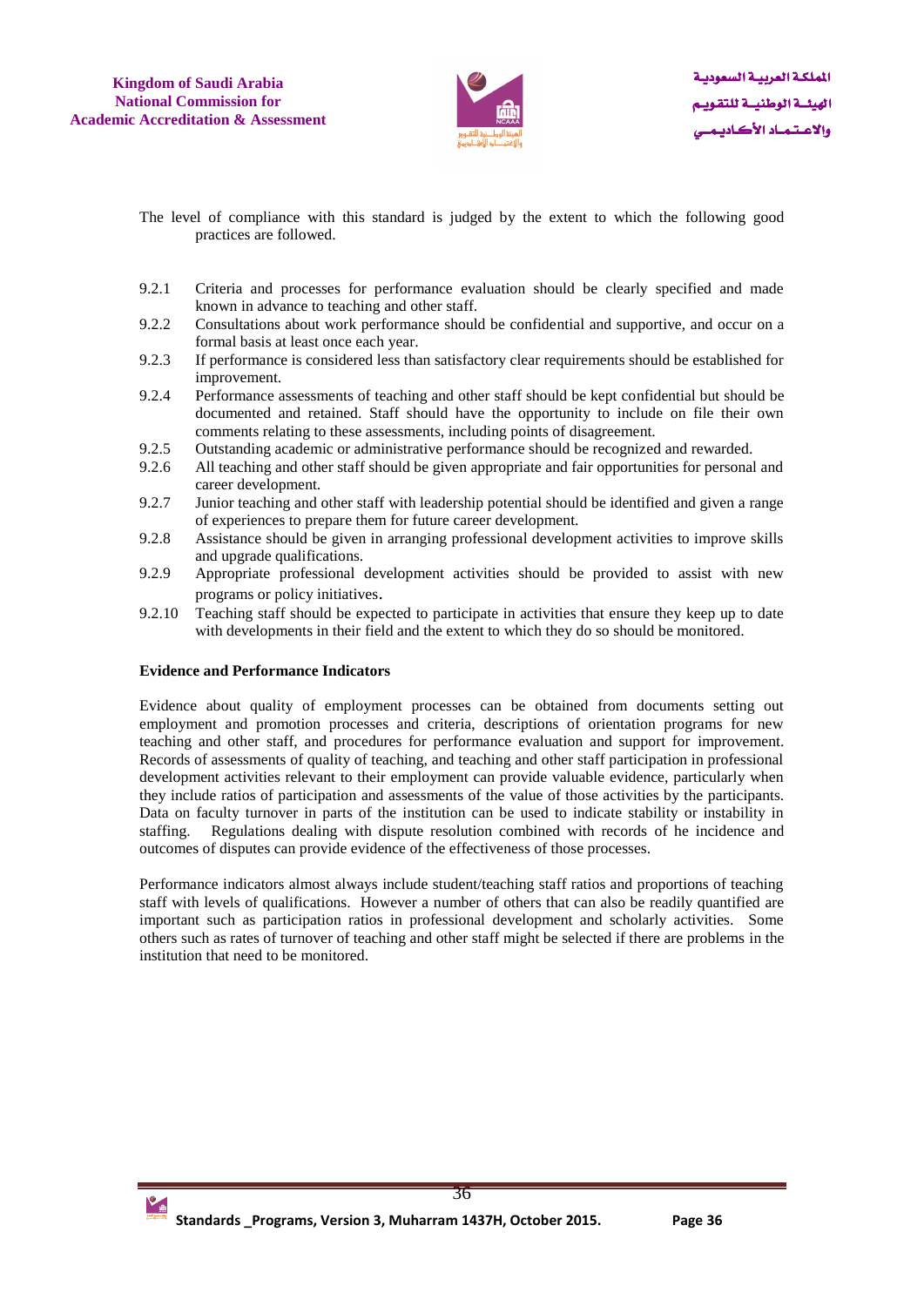The level of compliance with this standard is judged by the extent to which the following good practices are followed.

9.2.1 Criteria and processes for performance evaluation should be clearly specified and made known in advance to teaching and other staff.

9.2.2 Consultations about work performance should be confidential and supportive, and occur on a formal basis at least once each year.

9.2.3 If performance is considered less than satisfactory clear requirements should be established for improvement.

9.2.4 Performance assessments of teaching and other staff should be kept confidential but should be documented and retained. Staff should have the opportunity to include on file their own comments relating to these assessments, including points of disagreement.

9.2.5 Outstanding academic or administrative performance should be recognized and rewarded.

9.2.6 All teaching and other staff should be given appropriate and fair opportunities for personal and career development.

9.2.7 Junior teaching and other staff with leadership potential should be identified and given a range of experiences to prepare them for future career development.

9.2.8 Assistance should be given in arranging professional development activities to improve skills and upgrade qualifications.

9.2.9 Appropriate professional development activities should be provided to assist with new programs or policy initiatives.

9.2.10 Teaching staff should be expected to participate in activities that ensure they keep up to date with developments in their field and the extent to which they do so should be monitored.

**Evidence and Performance Indicators**

Evidence about quality of employment processes can be obtained from documents setting out employment and promotion processes and criteria, descriptions of orientation programs for new teaching and other staff, and procedures for performance evaluation and support for improvement. Records of assessments of quality of teaching, and teaching and other staff participation in professional development activities relevant to their employment can provide valuable evidence, particularly when they include ratios of participation and assessments of the value of those activities by the participants. Data on faculty turnover in parts of the institution can be used to indicate stability or instability in staffing. Regulations dealing with dispute resolution combined with records of he incidence and outcomes of disputes can provide evidence of the effectiveness of those processes.

Performance indicators almost always include student/teaching staff ratios and proportions of teaching staff with levels of qualifications. However a number of others that can also be readily quantified are important such as participation ratios in professional development and scholarly activities. Some others such as rates of turnover of teaching and other staff might be selected if there are problems in the institution that need to be monitored.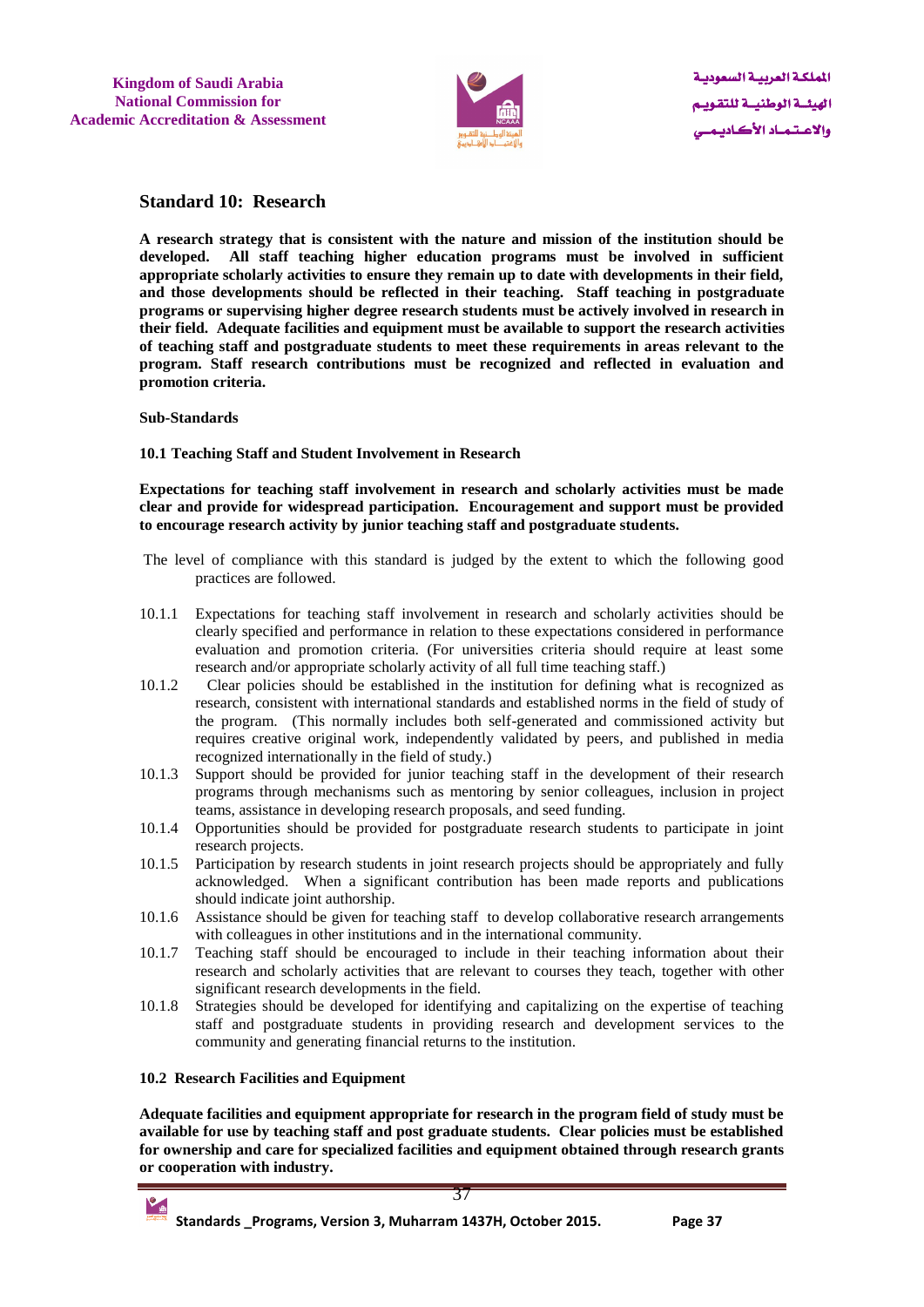## Standard 10: Research

**A research strategy that is consistent with the nature and mission of the institution should be developed. All staff teaching higher education programs must be involved in sufficient appropriate scholarly activities to ensure they remain up to date with developments in their field, and those developments should be reflected in their teaching. Staff teaching in postgraduate programs or supervising higher degree research students must be actively involved in research in their field. Adequate facilities and equipment must be available to support the research activities of teaching staff and postgraduate students to meet these requirements in areas relevant to the program. Staff research contributions must be recognized and reflected in evaluation and promotion criteria.**

**Sub-Standards**

**10.1 Teaching Staff and Student Involvement in Research**

**Expectations for teaching staff involvement in research and scholarly activities must be made clear and provide for widespread participation. Encouragement and support must be provided to encourage research activity by junior teaching staff and postgraduate students.**

The level of compliance with this standard is judged by the extent to which the following good practices are followed.

10.1.1 Expectations for teaching staff involvement in research and scholarly activities should be clearly specified and performance in relation to these expectations considered in performance evaluation and promotion criteria. (For universities criteria should require at least some research and/or appropriate scholarly activity of all full time teaching staff.)

10.1.2 Clear policies should be established in the institution for defining what is recognized as research, consistent with international standards and established norms in the field of study of the program. (This normally includes both self-generated and commissioned activity but requires creative original work, independently validated by peers, and published in media recognized internationally in the field of study.)

10.1.3 Support should be provided for junior teaching staff in the development of their research programs through mechanisms such as mentoring by senior colleagues, inclusion in project teams, assistance in developing research proposals, and seed funding.

10.1.4 Opportunities should be provided for postgraduate research students to participate in joint research projects.

10.1.5 Participation by research students in joint research projects should be appropriately and fully acknowledged. When a significant contribution has been made reports and publications should indicate joint authorship.

10.1.6 Assistance should be given for teaching staff to develop collaborative research arrangements with colleagues in other institutions and in the international community.

10.1.7 Teaching staff should be encouraged to include in their teaching information about their research and scholarly activities that are relevant to courses they teach, together with other significant research developments in the field.

10.1.8 Strategies should be developed for identifying and capitalizing on the expertise of teaching staff and postgraduate students in providing research and development services to the community and generating financial returns to the institution.

**10.2 Research Facilities and Equipment**

**Adequate facilities and equipment appropriate for research in the program field of study must be available for use by teaching staff and post graduate students. Clear policies must be established for ownership and care for specialized facilities and equipment obtained through research grants or cooperation with industry.**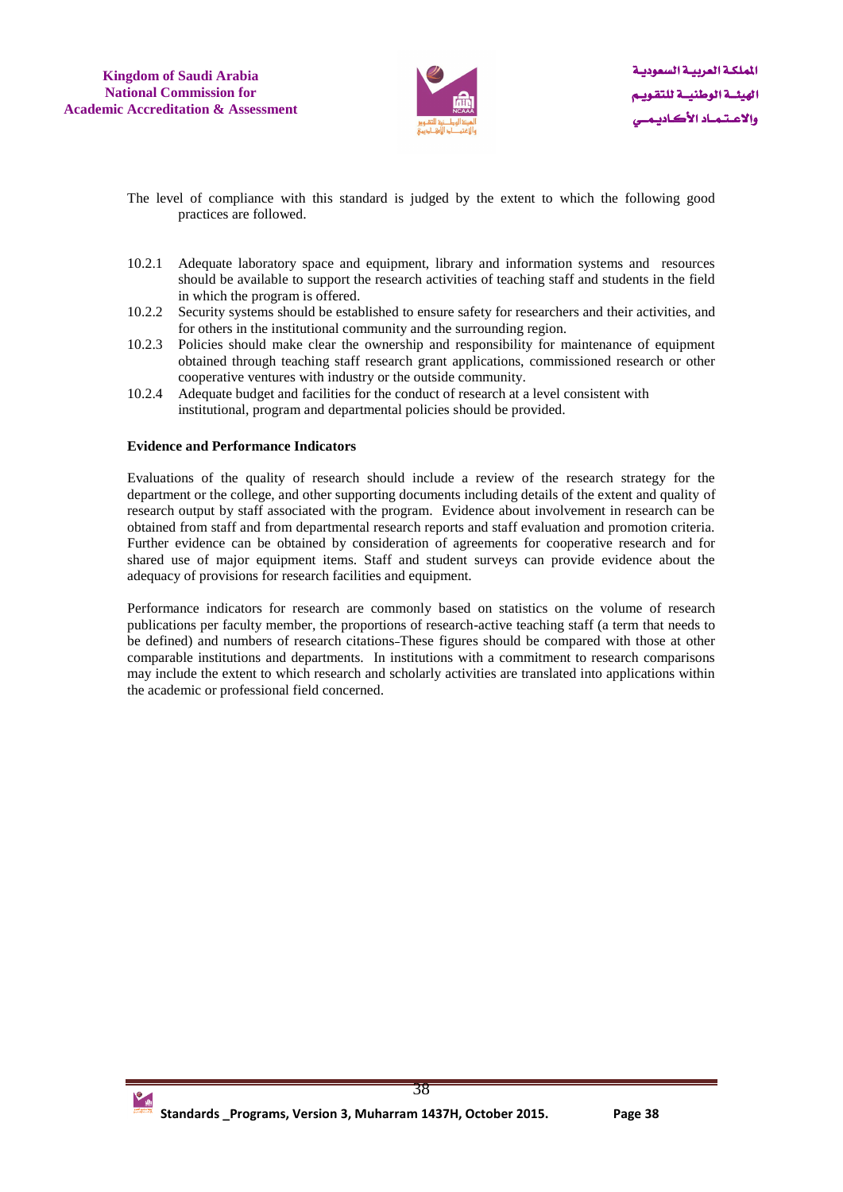The level of compliance with this standard is judged by the extent to which the following good practices are followed.

10.2.1 Adequate laboratory space and equipment, library and information systems and resources should be available to support the research activities of teaching staff and students in the field in which the program is offered.

10.2.2 Security systems should be established to ensure safety for researchers and their activities, and for others in the institutional community and the surrounding region.

10.2.3 Policies should make clear the ownership and responsibility for maintenance of equipment obtained through teaching staff research grant applications, commissioned research or other cooperative ventures with industry or the outside community.

10.2.4 Adequate budget and facilities for the conduct of research at a level consistent with institutional, program and departmental policies should be provided.

**Evidence and Performance Indicators**

Evaluations of the quality of research should include a review of the research strategy for the department or the college, and other supporting documents including details of the extent and quality of research output by staff associated with the program. Evidence about involvement in research can be obtained from staff and from departmental research reports and staff evaluation and promotion criteria. Further evidence can be obtained by consideration of agreements for cooperative research and for shared use of major equipment items. Staff and student surveys can provide evidence about the adequacy of provisions for research facilities and equipment.

Performance indicators for research are commonly based on statistics on the volume of research publications per faculty member, the proportions of research-active teaching staff (a term that needs to be defined) and numbers of research citations. These figures should be compared with those at other comparable institutions and departments. In institutions with a commitment to research comparisons may include the extent to which research and scholarly activities are translated into applications within the academic or professional field concerned.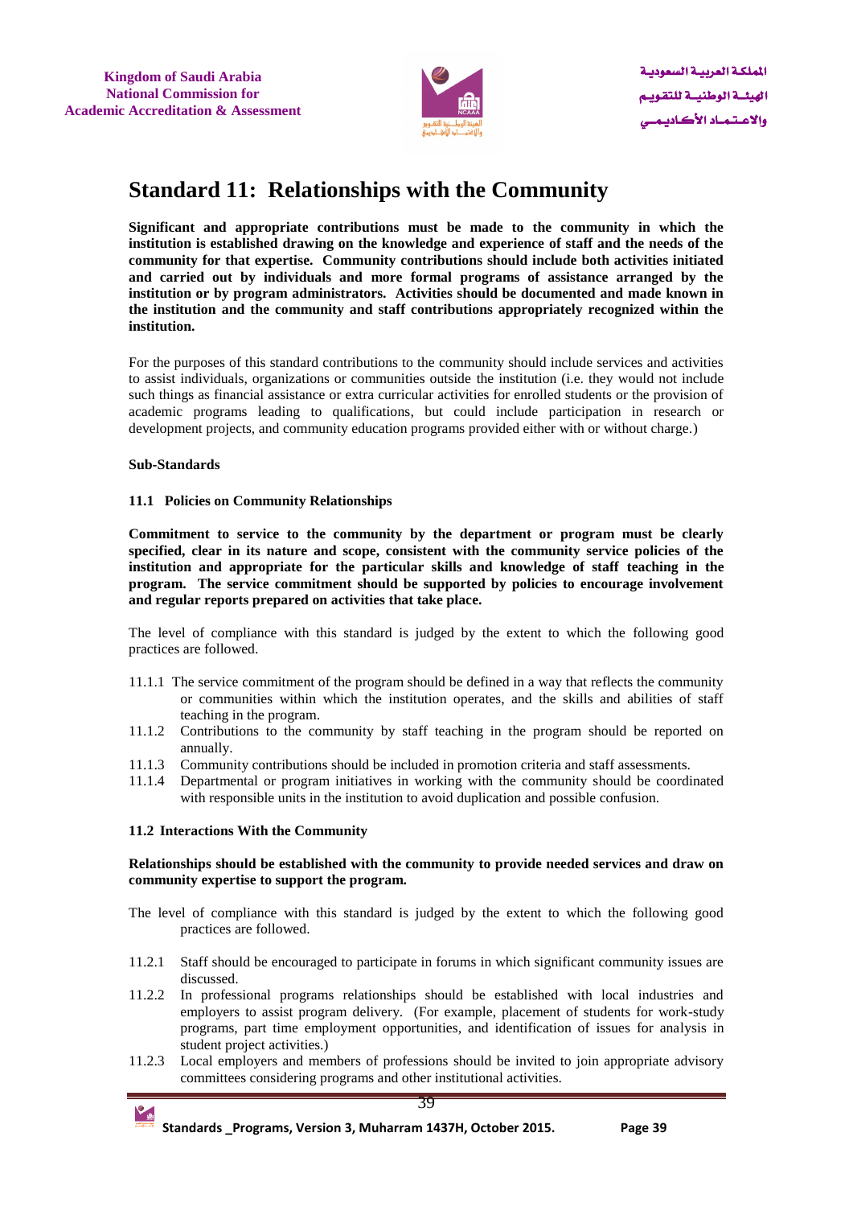# Standard 11: Relationships with the Community

**Significant and appropriate contributions must be made to the community in which the institution is established drawing on the knowledge and experience of staff and the needs of the community for that expertise. Community contributions should include both activities initiated and carried out by individuals and more formal programs of assistance arranged by the institution or by program administrators. Activities should be documented and made known in the institution and the community and staff contributions appropriately recognized within the institution.**

For the purposes of this standard contributions to the community should include services and activities to assist individuals, organizations or communities outside the institution (i.e. they would not include such things as financial assistance or extra curricular activities for enrolled students or the provision of academic programs leading to qualifications, but could include participation in research or development projects, and community education programs provided either with or without charge.)

**Sub-Standards**

**11.1 Policies on Community Relationships**

**Commitment to service to the community by the department or program must be clearly specified, clear in its nature and scope, consistent with the community service policies of the institution and appropriate for the particular skills and knowledge of staff teaching in the program. The service commitment should be supported by policies to encourage involvement and regular reports prepared on activities that take place.**

The level of compliance with this standard is judged by the extent to which the following good practices are followed.

- 11.1.1 The service commitment of the program should be defined in a way that reflects the community or communities within which the institution operates, and the skills and abilities of staff teaching in the program.
- 11.1.2 Contributions to the community by staff teaching in the program should be reported on annually.
- 11.1.3 Community contributions should be included in promotion criteria and staff assessments.
- 11.1.4 Departmental or program initiatives in working with the community should be coordinated with responsible units in the institution to avoid duplication and possible confusion.

**11.2 Interactions With the Community**

**Relationships should be established with the community to provide needed services and draw on community expertise to support the program.**

The level of compliance with this standard is judged by the extent to which the following good practices are followed.

- 11.2.1 Staff should be encouraged to participate in forums in which significant community issues are discussed.
- 11.2.2 In professional programs relationships should be established with local industries and employers to assist program delivery. (For example, placement of students for work-study programs, part time employment opportunities, and identification of issues for analysis in student project activities.)
- 11.2.3 Local employers and members of professions should be invited to join appropriate advisory committees considering programs and other institutional activities.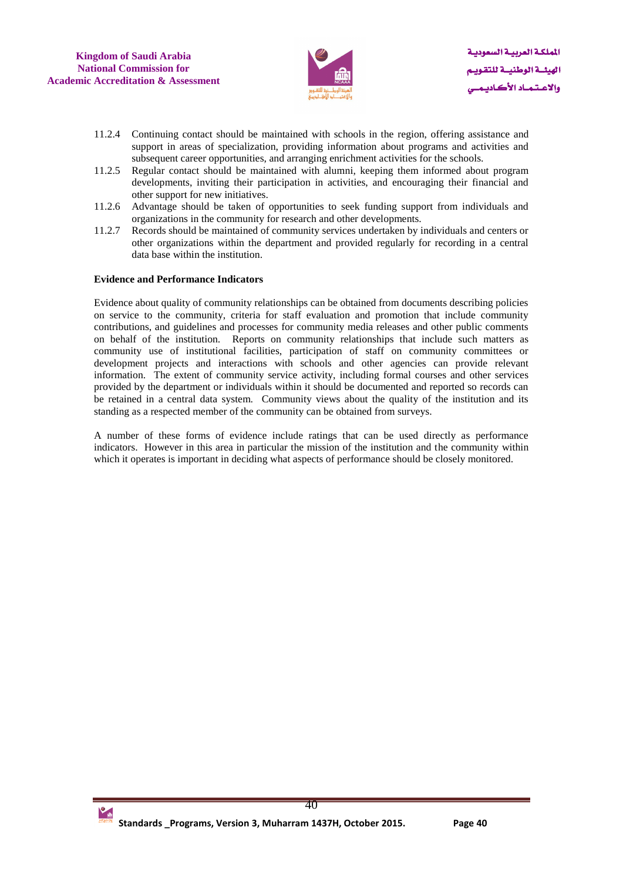11.2.4 Continuing contact should be maintained with schools in the region, offering assistance and support in areas of specialization, providing information about programs and activities and subsequent career opportunities, and arranging enrichment activities for the schools.

11.2.5 Regular contact should be maintained with alumni, keeping them informed about program developments, inviting their participation in activities, and encouraging their financial and other support for new initiatives.

11.2.6 Advantage should be taken of opportunities to seek funding support from individuals and organizations in the community for research and other developments.

11.2.7 Records should be maintained of community services undertaken by individuals and centers or other organizations within the department and provided regularly for recording in a central data base within the institution.

**Evidence and Performance Indicators**

Evidence about quality of community relationships can be obtained from documents describing policies on service to the community, criteria for staff evaluation and promotion that include community contributions, and guidelines and processes for community media releases and other public comments on behalf of the institution. Reports on community relationships that include such matters as community use of institutional facilities, participation of staff on community committees or development projects and interactions with schools and other agencies can provide relevant information. The extent of community service activity, including formal courses and other services provided by the department or individuals within it should be documented and reported so records can be retained in a central data system. Community views about the quality of the institution and its standing as a respected member of the community can be obtained from surveys.

A number of these forms of evidence include ratings that can be used directly as performance indicators. However in this area in particular the mission of the institution and the community within which it operates is important in deciding what aspects of performance should be closely monitored.